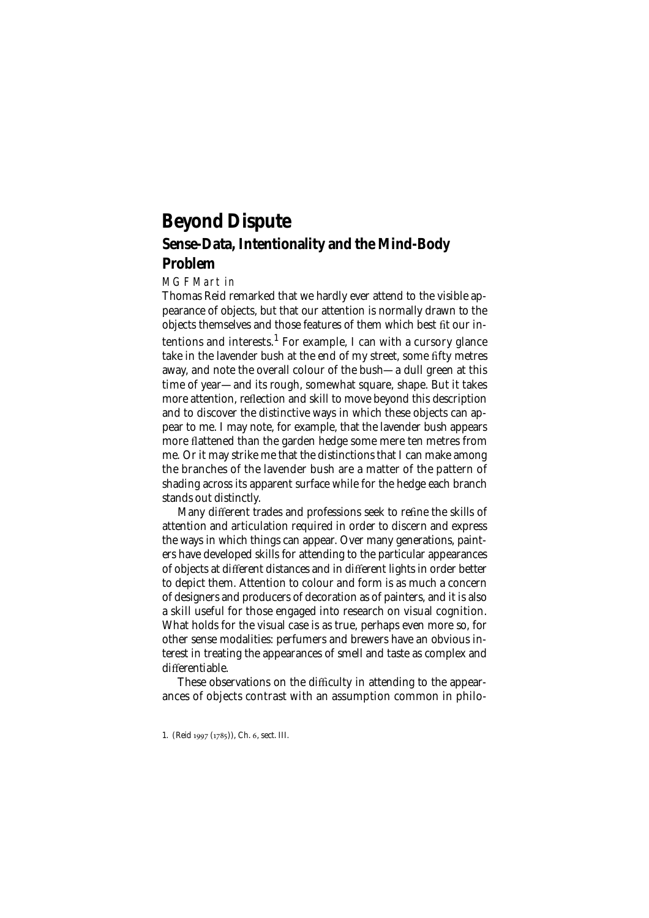# Beyond Dispute

## Sense-Data, Intentionality and the Mind-Body Problem

M G F Martin

Thomas Reid remarked that we hardly ever attend to the visible appearance of objects, but that our attention is normally drawn to the objects themselves and those features of them which best fit our intentions and interests.[1] For example, I can with a cursory glance take in the lavender bush at the end of my street, some fifty metres away, and note the overall colour of the bush—a dull green at this time of year—and its rough, somewhat square, shape. But it takes more attention, reflection and skill to move beyond this description and to discover the distinctive ways in which these objects can appear to me. I may note, for example, that the lavender bush appears more flattened than the garden hedge some mere ten metres from me. Or it may strike me that the distinctions that I can make among the branches of the lavender bush are a matter of the pattern of shading across its apparent surface while for the hedge each branch stands out distinctly.

Many different trades and professions seek to refine the skills of attention and articulation required in order to discern and express the ways in which things can appear. Over many generations, painters have developed skills for attending to the particular appearances of objects at different distances and in different lights in order better to depict them. Attention to colour and form is as much a concern of designers and producers of decoration as of painters, and it is also a skill useful for those engaged into research on visual cognition. What holds for the visual case is as true, perhaps even more so, for other sense modalities: perfumers and brewers have an obvious interest in treating the appearances of smell and taste as complex and differentiable.

These observations on the difficulty in attending to the appearances of objects contrast with an assumption common in philo-

1. (Reid 1997 (1785)), Ch. 6, sect. III.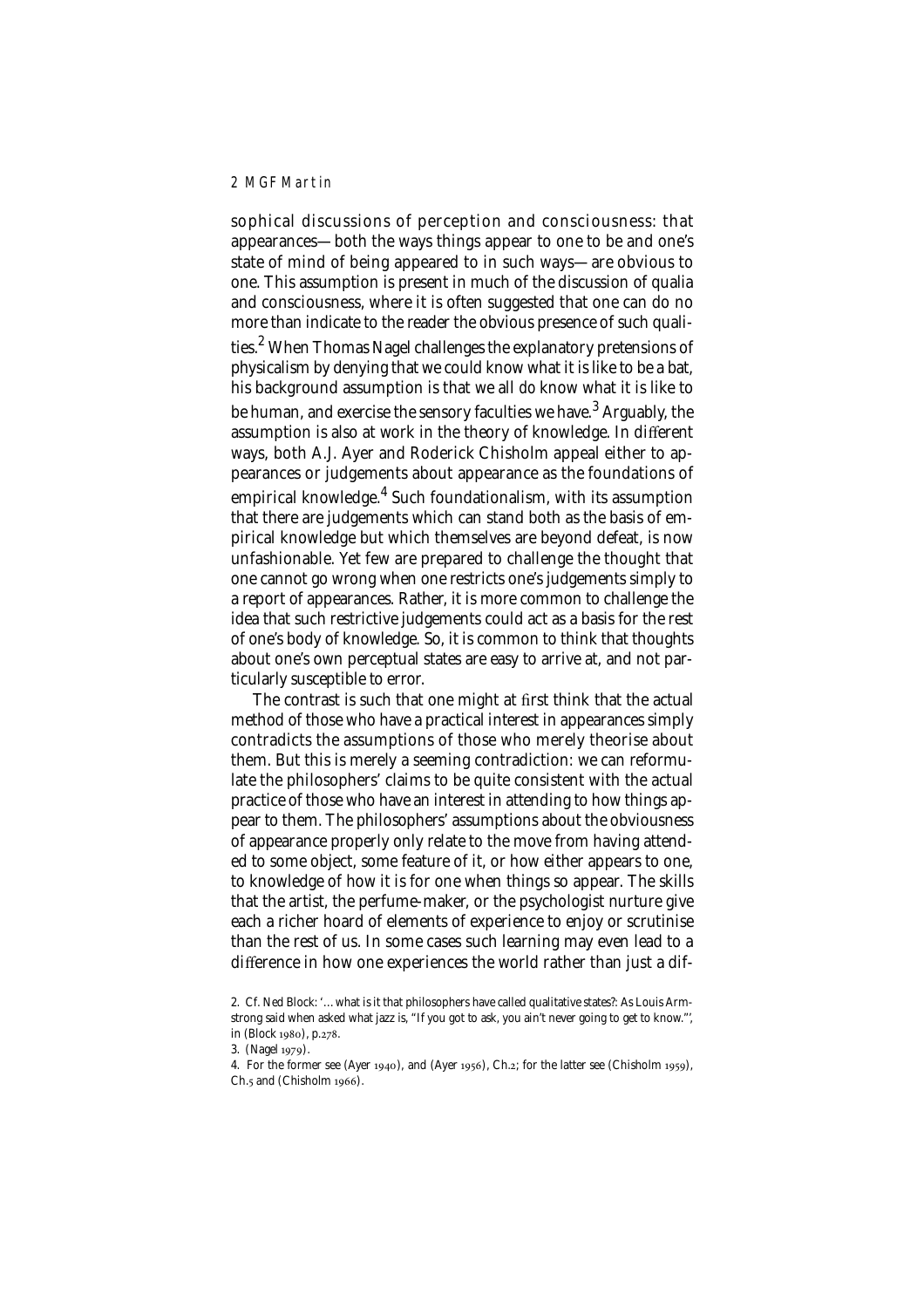sophical discussions of perception and consciousness: that appearances—both the ways things appear to one to be and one's state of mind of being appeared to in such ways—are obvious to one. This assumption is present in much of the discussion of qualia and consciousness, where it is often suggested that one can do no more than indicate to the reader the obvious presence of such qualities.[2] When Thomas Nagel challenges the explanatory pretensions of physicalism by denying that we could know what it is like to be a bat, his background assumption is that we all *do* know what it is like to be human, and exercise the sensory faculties we have.[3] Arguably, the assumption is also at work in the theory of knowledge. In different ways, both A.J. Ayer and Roderick Chisholm appeal either to appearances or judgements about appearance as the foundations of empirical knowledge.[4] Such foundationalism, with its assumption that there are judgements which can stand both as the basis of empirical knowledge but which themselves are beyond defeat, is now unfashionable. Yet few are prepared to challenge the thought that one cannot go wrong when one restricts one's judgements simply to a report of appearances. Rather, it is more common to challenge the idea that such restrictive judgements could act as a basis for the rest of one's body of knowledge. So, it is common to think that thoughts about one's own perceptual states are easy to arrive at, and not particularly susceptible to error.

The contrast is such that one might at first think that the actual method of those who have a practical interest in appearances simply contradicts the assumptions of those who merely theorise about them. But this is merely a seeming contradiction: we can reformulate the philosophers' claims to be quite consistent with the actual practice of those who have an interest in attending to how things appear to them. The philosophers' assumptions about the obviousness of appearance properly only relate to the move from having attended to some object, some feature of it, or how either appears to one, to knowledge of how it is for one when things so appear. The skills that the artist, the perfume-maker, or the psychologist nurture give each a richer hoard of elements of experience to enjoy or scrutinise than the rest of us. In some cases such learning may even lead to a difference in how one experiences the world rather than just a dif-

2. Cf. Ned Block: '…what is it that philosophers have called qualitative states?: As Louis Armstrong said when asked what jazz is, "If you got to ask, you ain't never going to get to know."', in (Block 1980), p.278.

3. (Nagel 1979).

4. For the former see (Ayer 1940), and (Ayer 1956), Ch.2; for the latter see (Chisholm 1959), Ch.5 and (Chisholm 1966).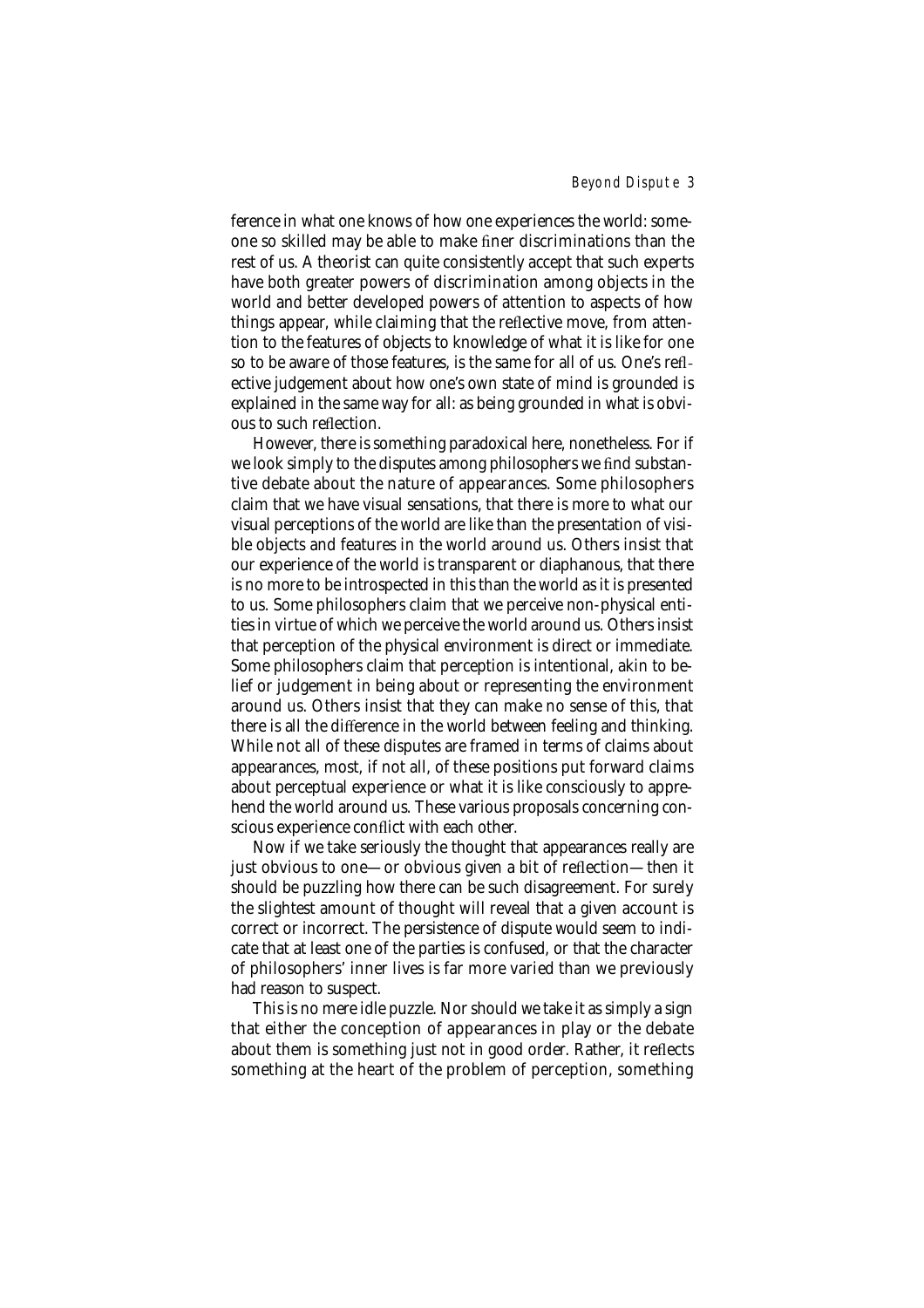ference in what one knows of how one experiences the world: someone so skilled may be able to make finer discriminations than the rest of us. A theorist can quite consistently accept that such experts have both greater powers of discrimination among objects in the world and better developed powers of attention to aspects of how things appear, while claiming that the reflective move, from attention to the features of objects to knowledge of what it is like for one so to be aware of those features, is the same for all of us. One's reflective judgement about how one's own state of mind is grounded is explained in the same way for all: as being grounded in what is obvious to such reflection.

However, there is something paradoxical here, nonetheless. For if we look simply to the disputes among philosophers we find substantive debate about the nature of appearances. Some philosophers claim that we have visual sensations, that there is more to what our visual perceptions of the world are like than the presentation of visible objects and features in the world around us. Others insist that our experience of the world is transparent or diaphanous, that there is no more to be introspected in this than the world as it is presented to us. Some philosophers claim that we perceive non-physical entities in virtue of which we perceive the world around us. Others insist that perception of the physical environment is direct or immediate. Some philosophers claim that perception is intentional, akin to belief or judgement in being about or representing the environment around us. Others insist that they can make no sense of this, that there is all the difference in the world between feeling and thinking. While not all of these disputes are framed in terms of claims about appearances, most, if not all, of these positions put forward claims about perceptual experience or what it is like consciously to apprehend the world around us. These various proposals concerning conscious experience conflict with each other.

Now if we take seriously the thought that appearances really are just obvious to one—or obvious given a bit of reflection—then it should be puzzling how there can be such disagreement. For surely the slightest amount of thought will reveal that a given account is correct or incorrect. The persistence of dispute would seem to indicate that at least one of the parties is confused, or that the character of philosophers' inner lives is far more varied than we previously had reason to suspect.

This is no mere idle puzzle. Nor should we take it as simply a sign that either the conception of appearances in play or the debate about them is something just not in good order. Rather, it reflects something at the heart of the problem of perception, something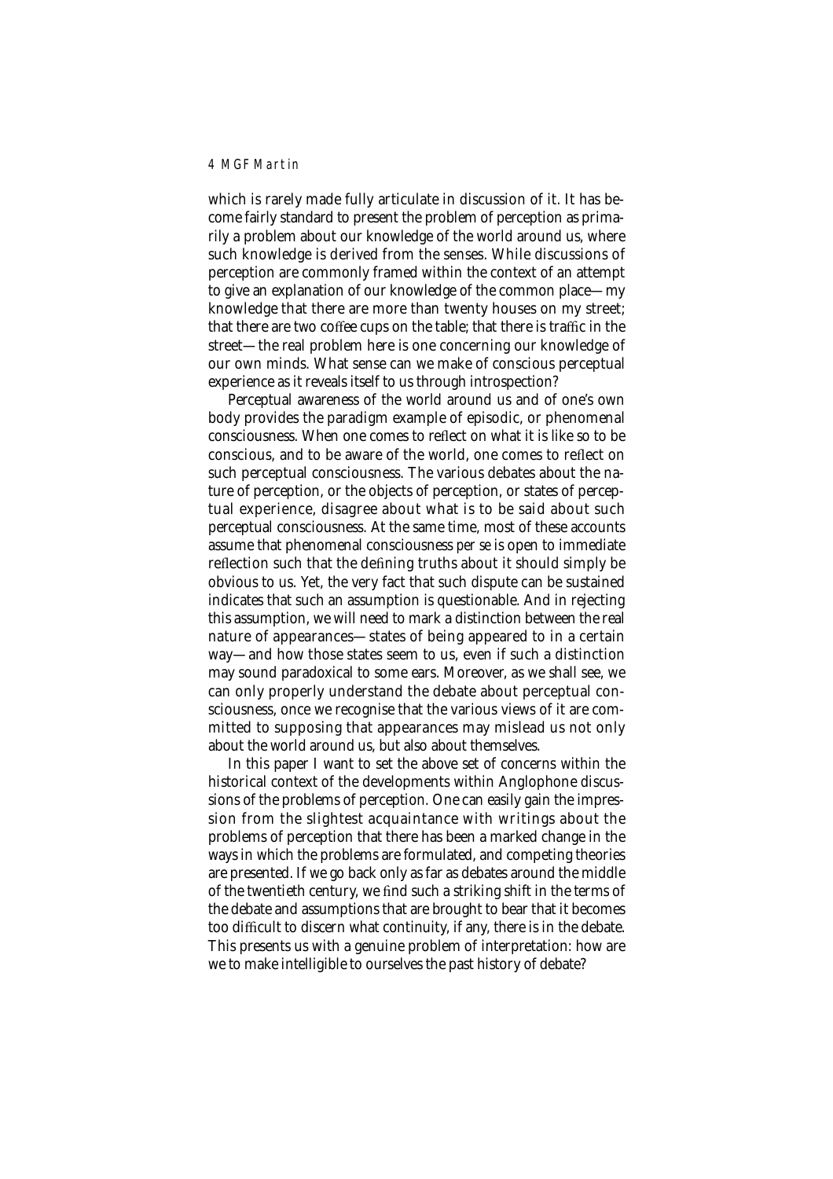which is rarely made fully articulate in discussion of it. It has become fairly standard to present the problem of perception as primarily a problem about our knowledge of the world around us, where such knowledge is derived from the senses. While discussions of perception are commonly framed within the context of an attempt to give an explanation of our knowledge of the common place—my knowledge that there are more than twenty houses on my street; that there are two coffee cups on the table; that there is traffic in the street—the real problem here is one concerning our knowledge of our own minds. What sense can we make of conscious perceptual experience as it reveals itself to us through introspection?

Perceptual awareness of the world around us and of one's own body provides the paradigm example of episodic, or phenomenal consciousness. When one comes to reflect on what it is like so to be conscious, and to be aware of the world, one comes to reflect on such perceptual consciousness. The various debates about the nature of perception, or the objects of perception, or states of perceptual experience, disagree about what is to be said about such perceptual consciousness. At the same time, most of these accounts assume that phenomenal consciousness *per se* is open to immediate reflection such that the defining truths about it should simply be obvious to us. Yet, the very fact that such dispute can be sustained indicates that such an assumption is questionable. And in rejecting this assumption, we will need to mark a distinction between the real nature of appearances—states of being appeared to in a certain way—and how those states seem to us, even if such a distinction may sound paradoxical to some ears. Moreover, as we shall see, we can only properly understand the debate about perceptual consciousness, once we recognise that the various views of it are committed to supposing that appearances may mislead us not only about the world around us, but also about themselves.

In this paper I want to set the above set of concerns within the historical context of the developments within Anglophone discussions of the problems of perception. One can easily gain the impression from the slightest acquaintance with writings about the problems of perception that there has been a marked change in the ways in which the problems are formulated, and competing theories are presented. If we go back only as far as debates around the middle of the twentieth century, we find such a striking shift in the terms of the debate and assumptions that are brought to bear that it becomes too difficult to discern what continuity, if any, there is in the debate. This presents us with a genuine problem of interpretation: how are we to make intelligible to ourselves the past history of debate?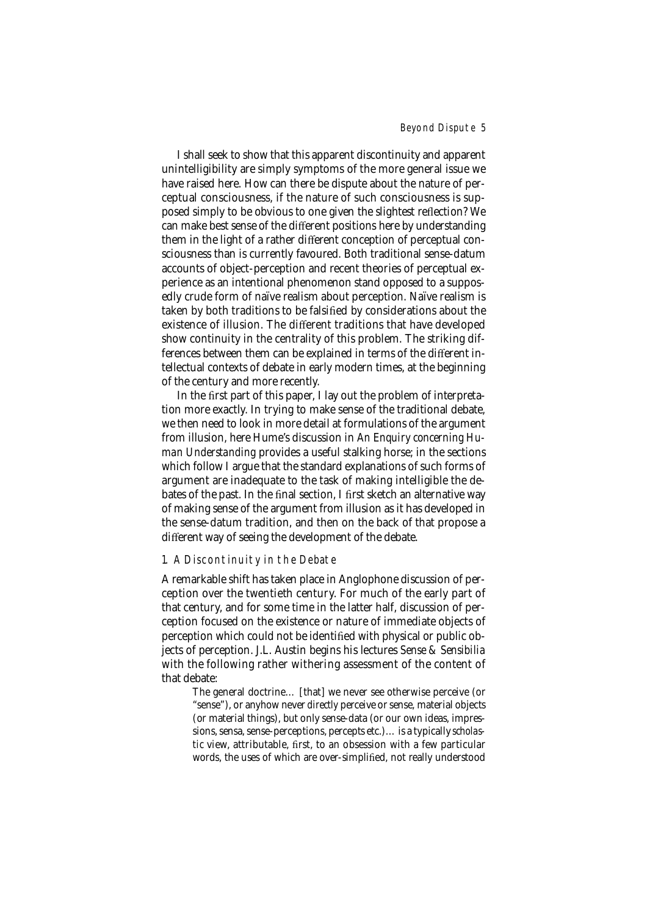I shall seek to show that this apparent discontinuity and apparent unintelligibility are simply symptoms of the more general issue we have raised here. How can there be dispute about the nature of perceptual consciousness, if the nature of such consciousness is supposed simply to be obvious to one given the slightest reflection? We can make best sense of the different positions here by understanding them in the light of a rather different conception of perceptual consciousness than is currently favoured. Both traditional sense-datum accounts of object-perception and recent theories of perceptual experience as an intentional phenomenon stand opposed to a supposedly crude form of naïve realism about perception. Naïve realism is taken by both traditions to be falsified by considerations about the existence of illusion. The different traditions that have developed show continuity in the centrality of this problem. The striking differences between them can be explained in terms of the different intellectual contexts of debate in early modern times, at the beginning of the century and more recently.

In the first part of this paper, I lay out the problem of interpretation more exactly. In trying to make sense of the traditional debate, we then need to look in more detail at formulations of the argument from illusion, here Hume's discussion in *An Enquiry concerning Human Understanding* provides a useful stalking horse; in the sections which follow I argue that the standard explanations of such forms of argument are inadequate to the task of making intelligible the debates of the past. In the final section, I first sketch an alternative way of making sense of the argument from illusion as it has developed in the sense-datum tradition, and then on the back of that propose a different way of seeing the development of the debate.

## 1. A Discontinuity in the Debate

A remarkable shift has taken place in Anglophone discussion of perception over the twentieth century. For much of the early part of that century, and for some time in the latter half, discussion of perception focused on the existence or nature of immediate objects of perception which could not be identified with physical or public objects of perception. J.L. Austin begins his lectures *Sense & Sensibilia* with the following rather withering assessment of the content of that debate:

> The general doctrine… [that] we never see otherwise perceive (or "sense"), or anyhow never *directly* perceive or sense, material objects (or material things), but only sense-data (or our own ideas, impressions, sensa, sense-perceptions, percepts etc.)… is a typically *scholastic* view, attributable, first, to an obsession with a few particular words, the uses of which are over-simplified, not really understood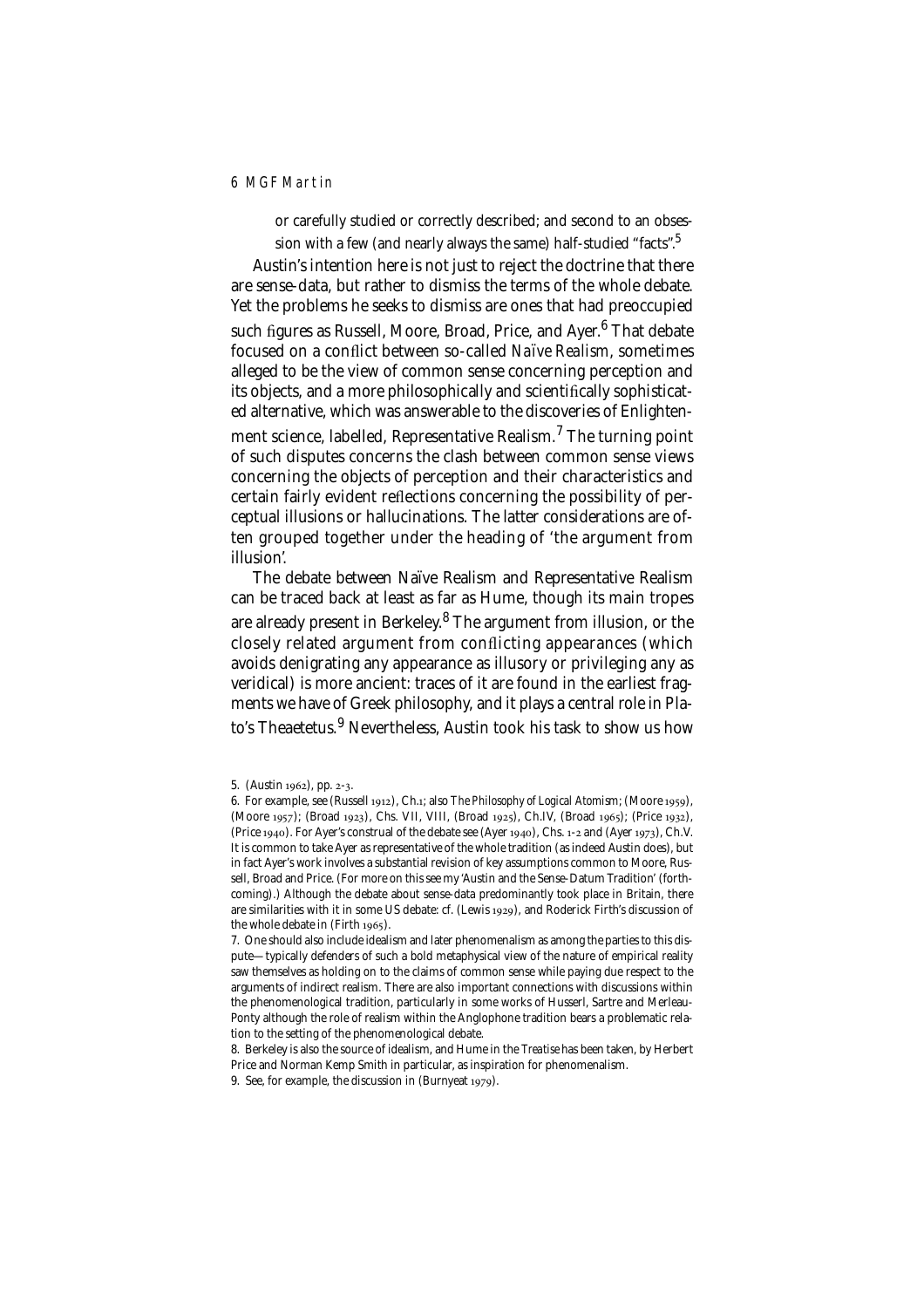or carefully studied or correctly described; and second to an obsession with a few (and nearly always the same) half-studied "facts".[5]

Austin's intention here is not just to reject the doctrine that there are sense-data, but rather to dismiss the terms of the whole debate. Yet the problems he seeks to dismiss are ones that had preoccupied such figures as Russell, Moore, Broad, Price, and Ayer.[6] That debate focused on a conflict between so-called *Naïve Realism*, sometimes alleged to be the view of common sense concerning perception and its objects, and a more philosophically and scientifically sophisticated alternative, which was answerable to the discoveries of Enlightenment science, labelled, Representative Realism.[7] The turning point of such disputes concerns the clash between common sense views concerning the objects of perception and their characteristics and certain fairly evident reflections concerning the possibility of perceptual illusions or hallucinations. The latter considerations are often grouped together under the heading of 'the argument from illusion'.

The debate between Naïve Realism and Representative Realism can be traced back at least as far as Hume, though its main tropes are already present in Berkeley.[8] The argument from illusion, or the closely related argument from conflicting appearances (which avoids denigrating any appearance as illusory or privileging any as veridical) is more ancient: traces of it are found in the earliest fragments we have of Greek philosophy, and it plays a central role in Plato's Theaetetus.[9] Nevertheless, Austin took his task to show us how

5. (Austin 1962), pp. 2-3.

6. For example, see (Russell 1912), Ch.1; also *The Philosophy of Logical Atomism*; (Moore 1959), (Moore 1957); (Broad 1923), Chs. VII, VIII, (Broad 1925), Ch.IV, (Broad 1965); (Price 1932), (Price 1940). For Ayer's construal of the debate see (Ayer 1940), Chs. 1-2 and (Ayer 1973), Ch.V. It is common to take Ayer as representative of the whole tradition (as indeed Austin does), but in fact Ayer's work involves a substantial revision of key assumptions common to Moore, Russell, Broad and Price. (For more on this see my 'Austin and the Sense-Datum Tradition' (forthcoming).) Although the debate about sense-data predominantly took place in Britain, there are similarities with it in some US debate: cf. (Lewis 1929), and Roderick Firth's discussion of the whole debate in (Firth 1965).

7. One should also include idealism and later phenomenalism as among the parties to this dispute—typically defenders of such a bold metaphysical view of the nature of empirical reality saw themselves as holding on to the claims of common sense while paying due respect to the arguments of indirect realism. There are also important connections with discussions within the phenomenological tradition, particularly in some works of Husserl, Sartre and Merleau-Ponty although the role of realism within the Anglophone tradition bears a problematic relation to the setting of the phenomenological debate.

8. Berkeley is also the source of idealism, and Hume in the *Treatise* has been taken, by Herbert Price and Norman Kemp Smith in particular, as inspiration for phenomenalism.

9. See, for example, the discussion in (Burnyeat 1979).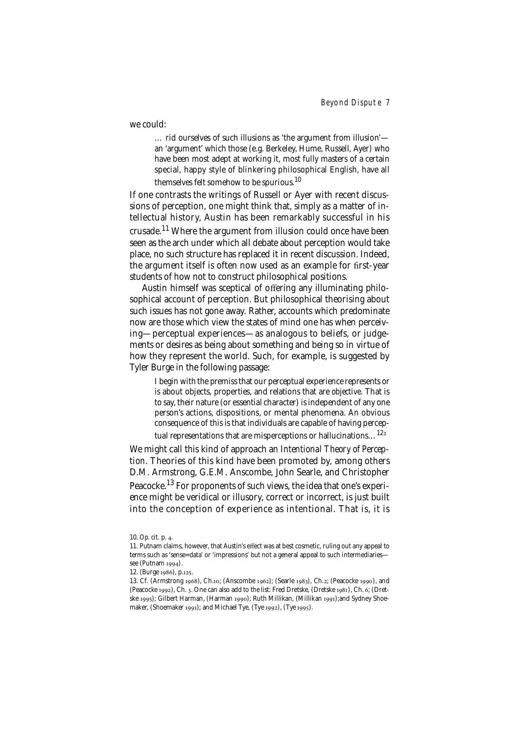we could:

> … rid ourselves of such illusions as 'the argument from illusion'—an 'argument' which those (e.g. Berkeley, Hume, Russell, Ayer) who have been most adept at working it, most fully masters of a certain special, happy style of blinkering philosophical English, have all themselves felt somehow to be spurious.[10]

If one contrasts the writings of Russell or Ayer with recent discussions of perception, one might think that, simply as a matter of intellectual history, Austin has been remarkably successful in his crusade.[11] Where the argument from illusion could once have been seen as the arch under which all debate about perception would take place, no such structure has replaced it in recent discussion. Indeed, the argument itself is often now used as an example for first-year students of how not to construct philosophical positions.

Austin himself was sceptical of offering any illuminating philosophical account of perception. But philosophical theorising about such issues has not gone away. Rather, accounts which predominate now are those which view the states of mind one has when perceiving—perceptual experiences—as analogous to beliefs, or judgements or desires as being about something and being so in virtue of how they represent the world. Such, for example, is suggested by Tyler Burge in the following passage:

> I begin with the premiss that our perceptual experience represents or is about objects, properties, and relations that are *objective*. That is to say, their nature (or essential character) is independent of any one person's actions, dispositions, or mental phenomena. An obvious consequence of this is that individuals are capable of having perceptual representations that are misperceptions or hallucinations…[12]

We might call this kind of approach an *Intentional Theory of Perception*. Theories of this kind have been promoted by, among others D.M. Armstrong, G.E.M. Anscombe, John Searle, and Christopher Peacocke.[13] For proponents of such views, the idea that one's experience might be veridical or illusory, correct or incorrect, is just built into the conception of experience as intentional. That is, it is

10. *Op. cit.* p. 4.

11. Putnam claims, however, that Austin's effect was at best cosmetic, ruling out any appeal to terms such as 'sense=data' or 'impressions' but not a general appeal to such intermediaries—see (Putnam 1994).

12. (Burge 1986), p.125.

13. Cf. (Armstrong 1968), Ch.10; (Anscombe 1962); (Searle 1983), Ch.2; (Peacocke 1990), and (Peacocke 1992), Ch. 3. One can also add to the list: Fred Dretske, (Dretske 1981), Ch. 6; (Dretske 1995); Gilbert Harman, (Harman 1990); Ruth Millikan, (Millikan 1991);and Sydney Shoemaker, (Shoemaker 1991); and Michael Tye, (Tye 1992), (Tye 1995).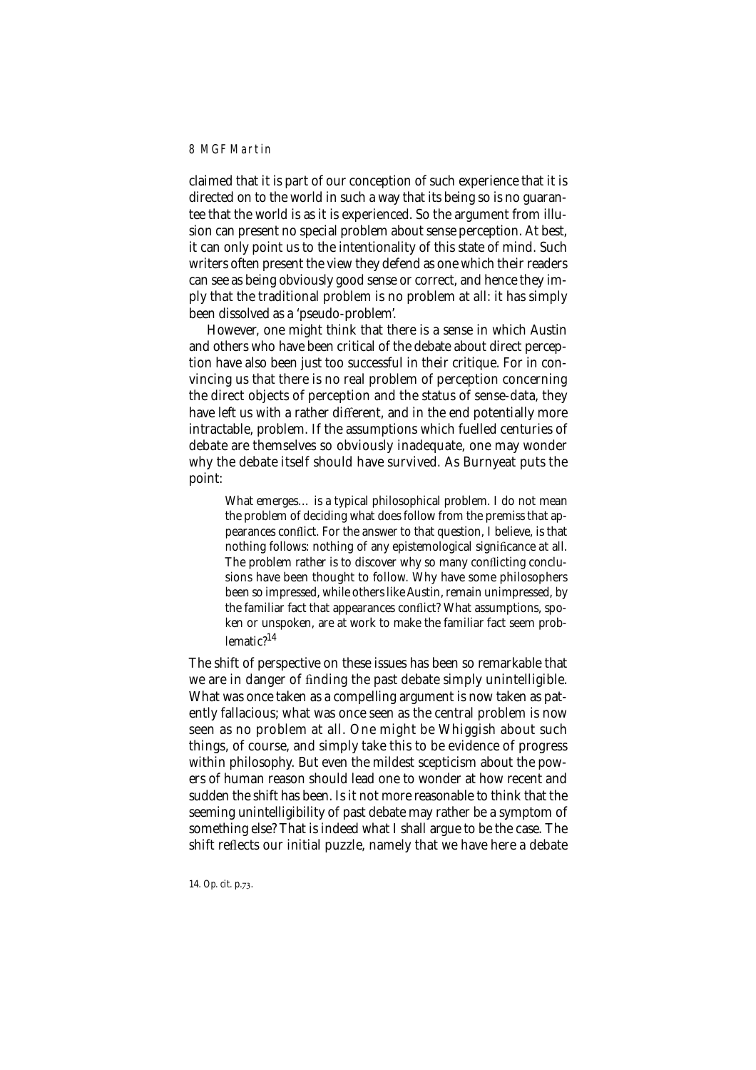claimed that it is part of our conception of such experience that it is directed on to the world in such a way that its being so is no guarantee that the world is as it is experienced. So the argument from illusion can present no special problem about sense perception. At best, it can only point us to the intentionality of this state of mind. Such writers often present the view they defend as one which their readers can see as being obviously good sense or correct, and hence they imply that the traditional problem is no problem at all: it has simply been dissolved as a 'pseudo-problem'.

However, one might think that there is a sense in which Austin and others who have been critical of the debate about direct perception have also been just too successful in their critique. For in convincing us that there is no real problem of perception concerning the direct objects of perception and the status of sense-data, they have left us with a rather different, and in the end potentially more intractable, problem. If the assumptions which fuelled centuries of debate are themselves so obviously inadequate, one may wonder why the debate itself should have survived. As Burnyeat puts the point:

> What emerges… is a typical philosophical problem. I do not mean the problem of deciding what does follow from the premiss that appearances conflict. For the answer to that question, I believe, is that nothing follows: nothing of any epistemological significance at all. The problem rather is to discover why so many conflicting conclusions have been thought to follow. Why have some philosophers been so impressed, while others like Austin, remain unimpressed, by the familiar fact that appearances conflict? What assumptions, spoken or unspoken, are at work to make the familiar fact seem problematic?[14]

The shift of perspective on these issues has been so remarkable that we are in danger of finding the past debate simply unintelligible. What was once taken as a compelling argument is now taken as patently fallacious; what was once seen as the central problem is now seen as no problem at all. One might be Whiggish about such things, of course, and simply take this to be evidence of progress within philosophy. But even the mildest scepticism about the powers of human reason should lead one to wonder at how recent and sudden the shift has been. Is it not more reasonable to think that the seeming unintelligibility of past debate may rather be a symptom of something else? That is indeed what I shall argue to be the case. The shift reflects our initial puzzle, namely that we have here a debate

14. *Op. cit.* p.73.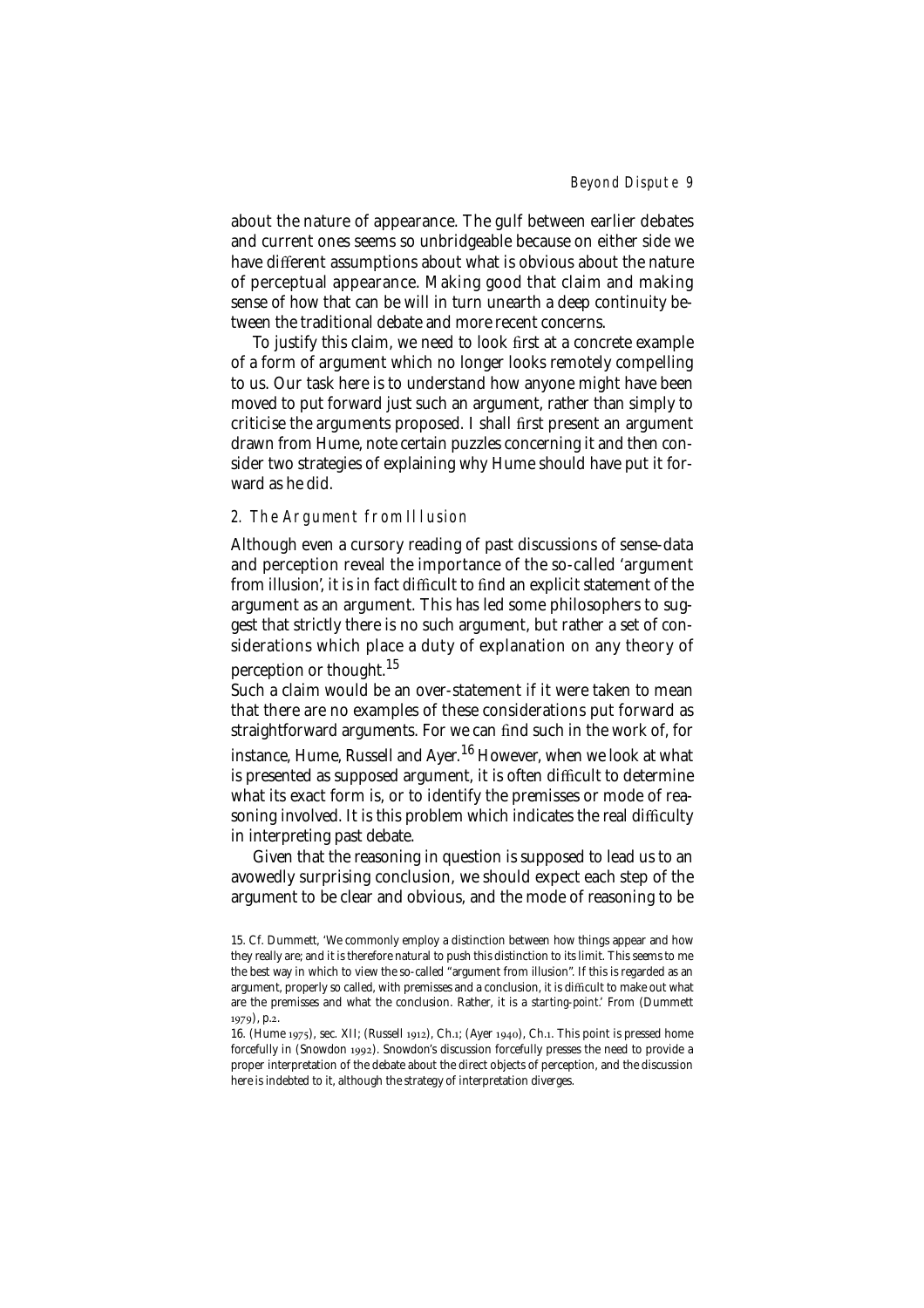about the nature of appearance. The gulf between earlier debates and current ones seems so unbridgeable because on either side we have different assumptions about what is obvious about the nature of perceptual appearance. Making good that claim and making sense of how that can be will in turn unearth a deep continuity between the traditional debate and more recent concerns.

To justify this claim, we need to look first at a concrete example of a form of argument which no longer looks remotely compelling to us. Our task here is to understand how anyone might have been moved to put forward just such an argument, rather than simply to criticise the arguments proposed. I shall first present an argument drawn from Hume, note certain puzzles concerning it and then consider two strategies of explaining why Hume should have put it forward as he did.

## 2. *The Argument from Illusion*

Although even a cursory reading of past discussions of sense-data and perception reveal the importance of the so-called 'argument from illusion', it is in fact difficult to find an explicit statement of the argument as an argument. This has led some philosophers to suggest that strictly there is no such argument, but rather a set of considerations which place a duty of explanation on any theory of perception or thought.[15]

Such a claim would be an over-statement if it were taken to mean that there are no examples of these considerations put forward as straightforward arguments. For we can find such in the work of, for instance, Hume, Russell and Ayer.[16] However, when we look at what is presented as supposed argument, it is often difficult to determine what its exact form is, or to identify the premisses or mode of reasoning involved. It is this problem which indicates the real difficulty in interpreting past debate.

Given that the reasoning in question is supposed to lead us to an avowedly surprising conclusion, we should expect each step of the argument to be clear and obvious, and the mode of reasoning to be

15. Cf. Dummett, 'We commonly employ a distinction between how things appear and how they really are; and it is therefore natural to push this distinction to its limit. This seems to me the best way in which to view the so-called "argument from illusion". If this is regarded as an argument, properly so called, with premisses and a conclusion, it is difficult to make out what are the premisses and what the conclusion. Rather, it is a *starting-point*.' From (Dummett 1979), p.2.

16. (Hume 1975), sec. XII; (Russell 1912), Ch.1; (Ayer 1940), Ch.1. This point is pressed home forcefully in (Snowdon 1992). Snowdon's discussion forcefully presses the need to provide a proper interpretation of the debate about the direct objects of perception, and the discussion here is indebted to it, although the strategy of interpretation diverges.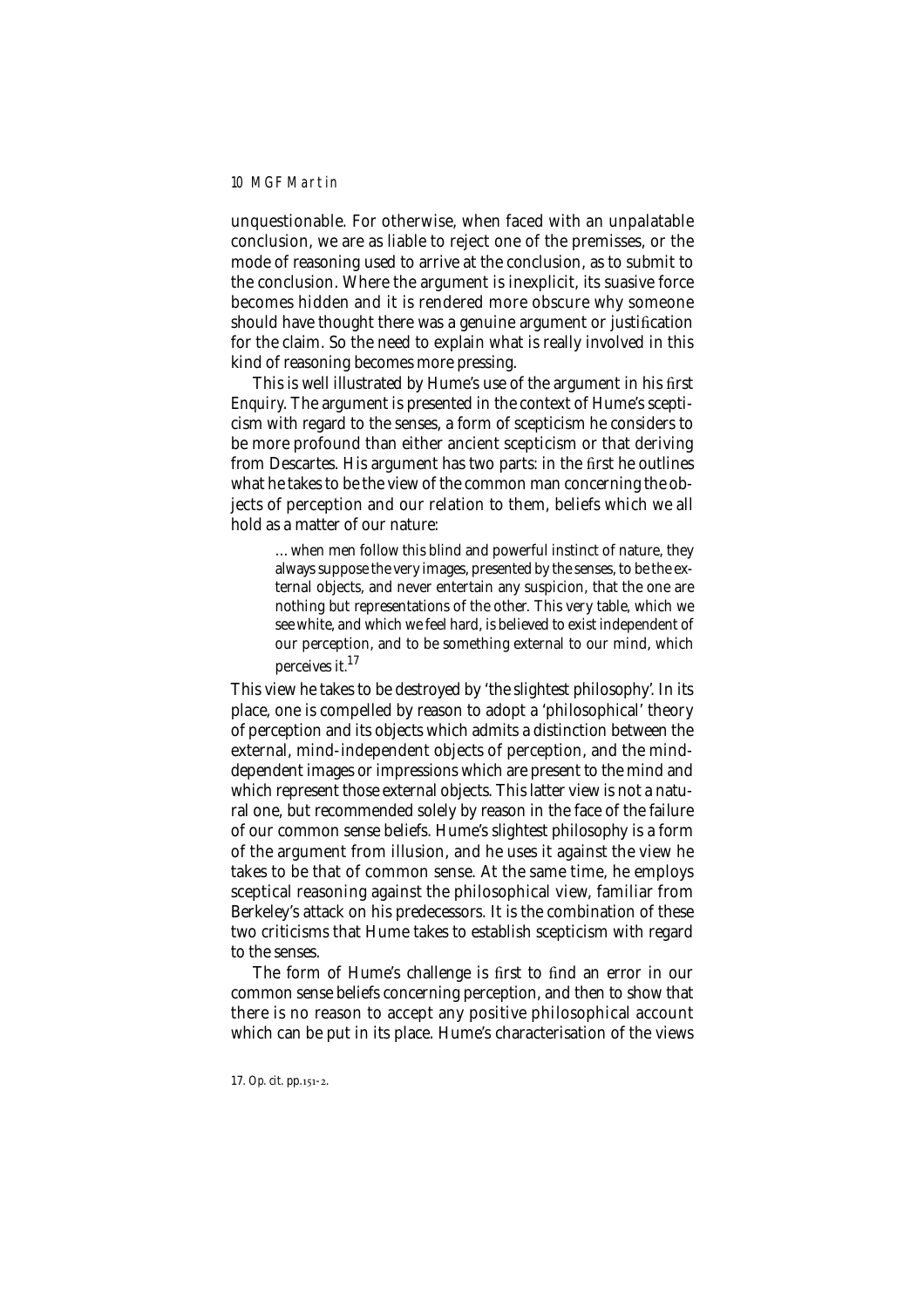unquestionable. For otherwise, when faced with an unpalatable conclusion, we are as liable to reject one of the premisses, or the mode of reasoning used to arrive at the conclusion, as to submit to the conclusion. Where the argument is inexplicit, its suasive force becomes hidden and it is rendered more obscure why someone should have thought there was a genuine argument or justification for the claim. So the need to explain what is really involved in this kind of reasoning becomes more pressing.

This is well illustrated by Hume's use of the argument in his first *Enquiry*. The argument is presented in the context of Hume's scepticism with regard to the senses, a form of scepticism he considers to be more profound than either ancient scepticism or that deriving from Descartes. His argument has two parts: in the first he outlines what he takes to be the view of the common man concerning the objects of perception and our relation to them, beliefs which we all hold as a matter of our nature:

> …when men follow this blind and powerful instinct of nature, they always suppose the very images, presented by the senses, to be the external objects, and never entertain any suspicion, that the one are nothing but representations of the other. This very table, which we see white, and which we feel hard, is believed to exist independent of our perception, and to be something external to our mind, which perceives it.[17]

This view he takes to be destroyed by 'the slightest philosophy'. In its place, one is compelled by reason to adopt a 'philosophical' theory of perception and its objects which admits a distinction between the external, mind-independent objects of perception, and the mind-dependent images or impressions which are present to the mind and which represent those external objects. This latter view is not a natural one, but recommended solely by reason in the face of the failure of our common sense beliefs. Hume's slightest philosophy is a form of the argument from illusion, and he uses it against the view he takes to be that of common sense. At the same time, he employs sceptical reasoning against the philosophical view, familiar from Berkeley's attack on his predecessors. It is the combination of these two criticisms that Hume takes to establish scepticism with regard to the senses.

The form of Hume's challenge is first to find an error in our common sense beliefs concerning perception, and then to show that there is no reason to accept any positive philosophical account which can be put in its place. Hume's characterisation of the views

17. *Op. cit.* pp.151-2.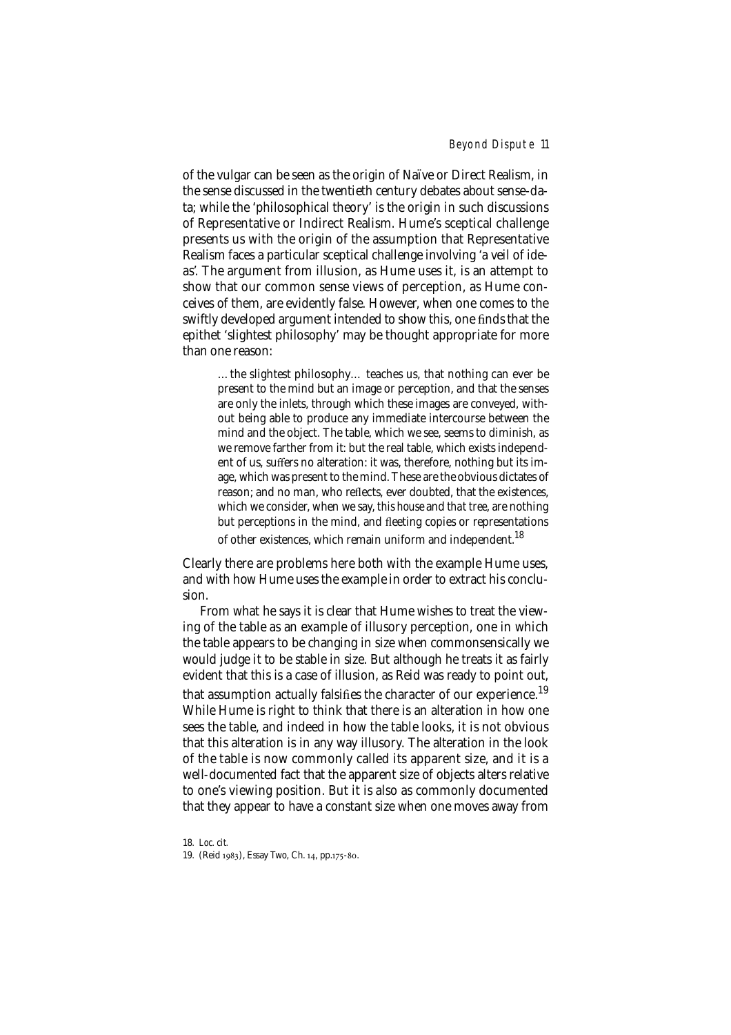of the vulgar can be seen as the origin of Naïve or Direct Realism, in the sense discussed in the twentieth century debates about sense-data; while the 'philosophical theory' is the origin in such discussions of Representative or Indirect Realism. Hume's sceptical challenge presents us with the origin of the assumption that Representative Realism faces a particular sceptical challenge involving 'a veil of ideas'. The argument from illusion, as Hume uses it, is an attempt to show that our common sense views of perception, as Hume conceives of them, are evidently false. However, when one comes to the swiftly developed argument intended to show this, one finds that the epithet 'slightest philosophy' may be thought appropriate for more than one reason:

> …the slightest philosophy… teaches us, that nothing can ever be present to the mind but an image or perception, and that the senses are only the inlets, through which these images are conveyed, without being able to produce any immediate intercourse between the mind and the object. The table, which we see, seems to diminish, as we remove farther from it: but the real table, which exists independent of us, suffers no alteration: it was, therefore, nothing but its image, which was present to the mind. These are the obvious dictates of reason; and no man, who reflects, ever doubted, that the existences, which we consider, when we say, *this house* and *that tree*, are nothing but perceptions in the mind, and fleeting copies or representations of other existences, which remain uniform and independent.[18]

Clearly there are problems here both with the example Hume uses, and with how Hume uses the example in order to extract his conclusion.

From what he says it is clear that Hume wishes to treat the viewing of the table as an example of illusory perception, one in which the table appears to be changing in size when commonsensically we would judge it to be stable in size. But although he treats it as fairly evident that this is a case of illusion, as Reid was ready to point out, that assumption actually falsifies the character of our experience.[19] While Hume is right to think that there is an alteration in how one sees the table, and indeed in how the table looks, it is not obvious that this alteration is in any way illusory. The alteration in the look of the table is now commonly called its apparent size, and it is a well-documented fact that the apparent size of objects alters relative to one's viewing position. But it is also as commonly documented that they appear to have a constant size when one moves away from

18. *Loc. cit.*

19. (Reid 1983), *Essay Two, Ch. 14, pp.175-80.*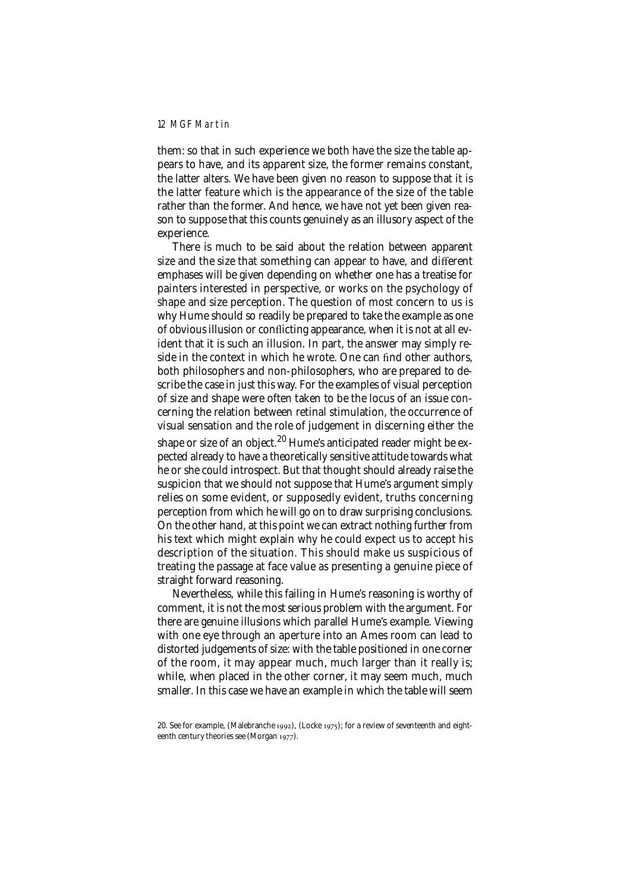them: so that in such experience we both have the size the table appears to have, and its apparent size, the former remains constant, the latter alters. We have been given no reason to suppose that it is the latter feature which is the appearance of the size of the table rather than the former. And hence, we have not yet been given reason to suppose that this counts genuinely as an illusory aspect of the experience.

There is much to be said about the relation between apparent size and the size that something can appear to have, and different emphases will be given depending on whether one has a treatise for painters interested in perspective, or works on the psychology of shape and size perception. The question of most concern to us is why Hume should so readily be prepared to take the example as one of obvious illusion or conflicting appearance, when it is not at all evident that it is such an illusion. In part, the answer may simply reside in the context in which he wrote. One can find other authors, both philosophers and non-philosophers, who are prepared to describe the case in just this way. For the examples of visual perception of size and shape were often taken to be the locus of an issue concerning the relation between retinal stimulation, the occurrence of visual sensation and the role of judgement in discerning either the shape or size of an object.[20] Hume's anticipated reader might be expected already to have a theoretically sensitive attitude towards what he or she could introspect. But that thought should already raise the suspicion that we should not suppose that Hume's argument simply relies on some evident, or supposedly evident, truths concerning perception from which he will go on to draw surprising conclusions. On the other hand, at this point we can extract nothing further from his text which might explain why he could expect us to accept his description of the situation. This should make us suspicious of treating the passage at face value as presenting a genuine piece of straight forward reasoning.

Nevertheless, while this failing in Hume's reasoning is worthy of comment, it is not the most serious problem with the argument. For there are genuine illusions which parallel Hume's example. Viewing with one eye through an aperture into an Ames room can lead to distorted judgements of size: with the table positioned in one corner of the room, it may appear much, much larger than it really is; while, when placed in the other corner, it may seem much, much smaller. In this case we have an example in which the table will seem

20. See for example, (Malebranche 1992), (Locke 1975); for a review of seventeenth and eighteenth century theories see (Morgan 1977).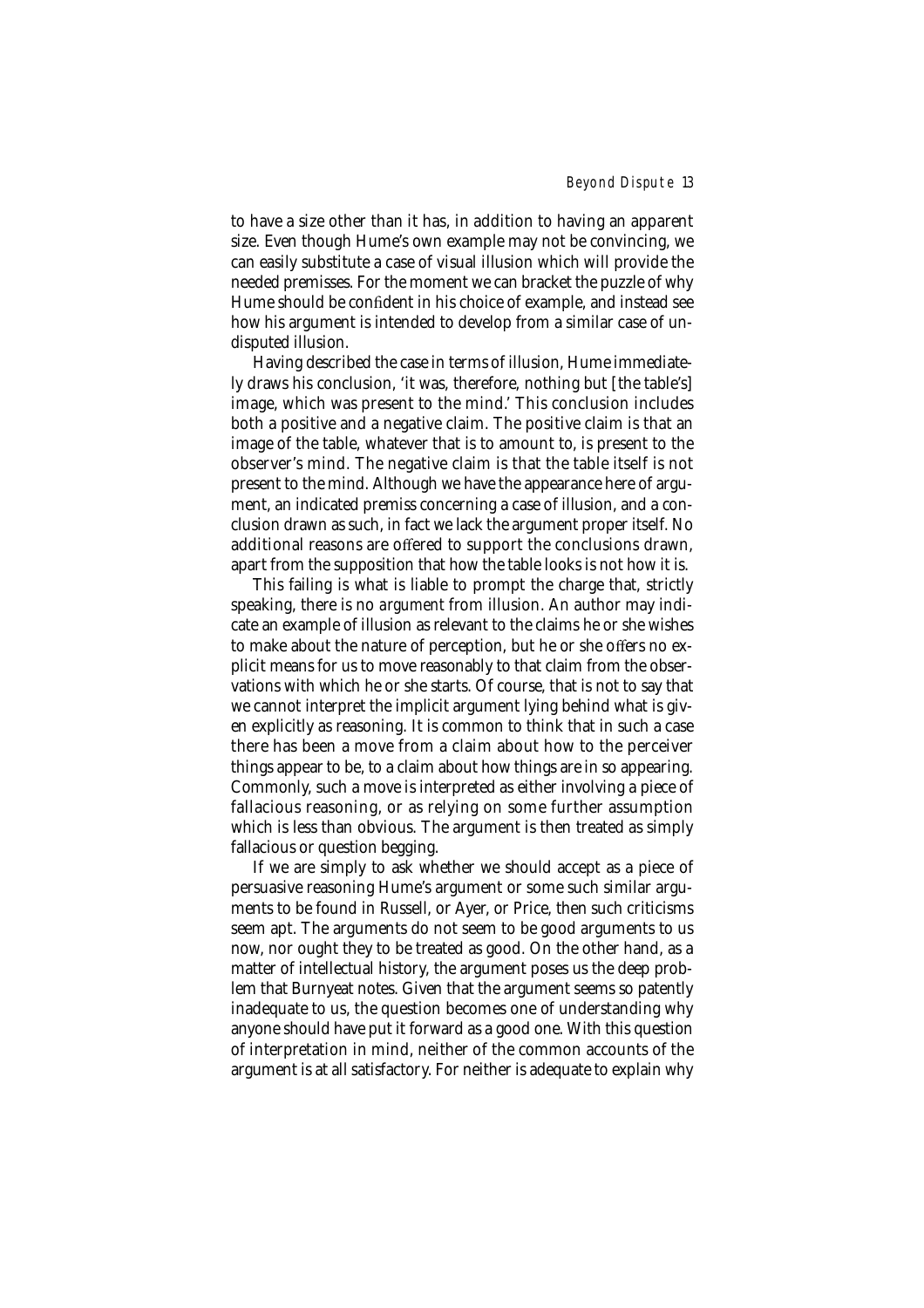to have a size other than it has, in addition to having an apparent size. Even though Hume's own example may not be convincing, we can easily substitute a case of visual illusion which will provide the needed premisses. For the moment we can bracket the puzzle of why Hume should be confident in his choice of example, and instead see how his argument is intended to develop from a similar case of undisputed illusion.

Having described the case in terms of illusion, Hume immediately draws his conclusion, 'it was, therefore, nothing but [the table's] image, which was present to the mind.' This conclusion includes both a positive and a negative claim. The positive claim is that an image of the table, whatever that is to amount to, is present to the observer's mind. The negative claim is that the table itself is not present to the mind. Although we have the appearance here of argument, an indicated premiss concerning a case of illusion, and a conclusion drawn as such, in fact we lack the argument proper itself. No additional reasons are offered to support the conclusions drawn, apart from the supposition that how the table looks is not how it is.

This failing is what is liable to prompt the charge that, strictly speaking, there is no *argument* from illusion. An author may indicate an example of illusion as relevant to the claims he or she wishes to make about the nature of perception, but he or she offers no explicit means for us to move reasonably to that claim from the observations with which he or she starts. Of course, that is not to say that we cannot interpret the implicit argument lying behind what is given explicitly as reasoning. It is common to think that in such a case there has been a move from a claim about how to the perceiver things appear to be, to a claim about how things are in so appearing. Commonly, such a move is interpreted as either involving a piece of fallacious reasoning, or as relying on some further assumption which is less than obvious. The argument is then treated as simply fallacious or question begging.

If we are simply to ask whether we should accept as a piece of persuasive reasoning Hume's argument or some such similar arguments to be found in Russell, or Ayer, or Price, then such criticisms seem apt. The arguments do not seem to be good arguments to us now, nor ought they to be treated as good. On the other hand, as a matter of intellectual history, the argument poses us the deep problem that Burnyeat notes. Given that the argument seems so patently inadequate to us, the question becomes one of understanding why anyone should have put it forward as a good one. With this question of interpretation in mind, neither of the common accounts of the argument is at all satisfactory. For neither is adequate to explain why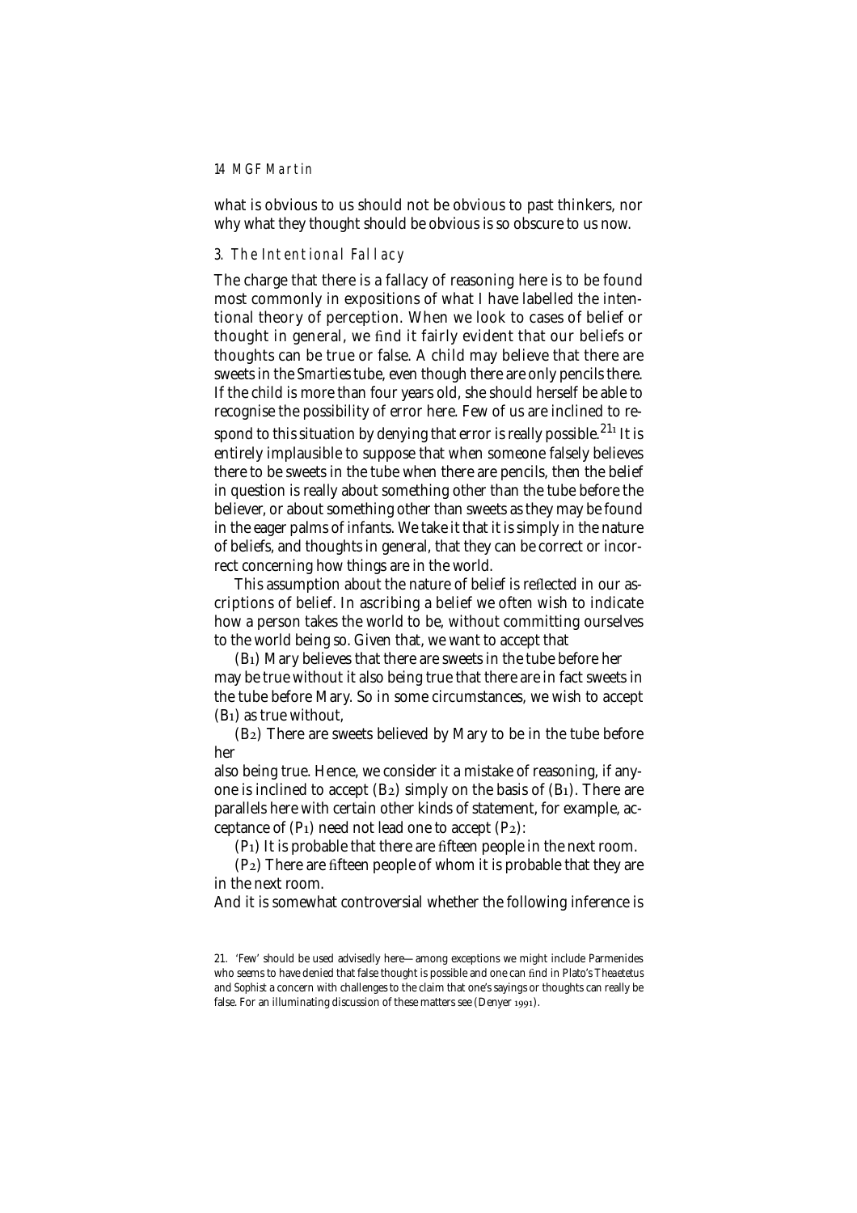what is obvious to us should not be obvious to past thinkers, nor why what they thought should be obvious is so obscure to us now.

## 3. The Intentional Fallacy

The charge that there is a fallacy of reasoning here is to be found most commonly in expositions of what I have labelled the intentional theory of perception. When we look to cases of belief or thought in general, we find it fairly evident that our beliefs or thoughts can be true or false. A child may believe that there are sweets in the *Smarties* tube, even though there are only pencils there. If the child is more than four years old, she should herself be able to recognise the possibility of error here. Few of us are inclined to respond to this situation by denying that error is really possible.[21] It is entirely implausible to suppose that when someone falsely believes there to be sweets in the tube when there are pencils, then the belief in question is really about something other than the tube before the believer, or about something other than sweets as they may be found in the eager palms of infants. We take it that it is simply in the nature of beliefs, and thoughts in general, that they can be correct or incorrect concerning how things are in the world.

This assumption about the nature of belief is reflected in our ascriptions of belief. In ascribing a belief we often wish to indicate how a person takes the world to be, without committing ourselves to the world being so. Given that, we want to accept that

(B1) Mary believes that there are sweets in the tube before her

may be true without it also being true that there are in fact sweets in the tube before Mary. So in some circumstances, we wish to accept (B1) as true without,

(B2) There are sweets believed by Mary to be in the tube before her

also being true. Hence, we consider it a mistake of reasoning, if anyone is inclined to accept (B2) simply on the basis of (B1). There are parallels here with certain other kinds of statement, for example, acceptance of (P1) need not lead one to accept (P2):

(P1) It is probable that there are fifteen people in the next room.

(P2) There are fifteen people of whom it is probable that they are in the next room.

And it is somewhat controversial whether the following inference is

---

21. 'Few' should be used advisedly here—among exceptions we might include Parmenides who seems to have denied that false thought is possible and one can find in Plato's *Theaetetus* and *Sophist* a concern with challenges to the claim that one's sayings or thoughts can really be false. For an illuminating discussion of these matters see (Denyer 1991).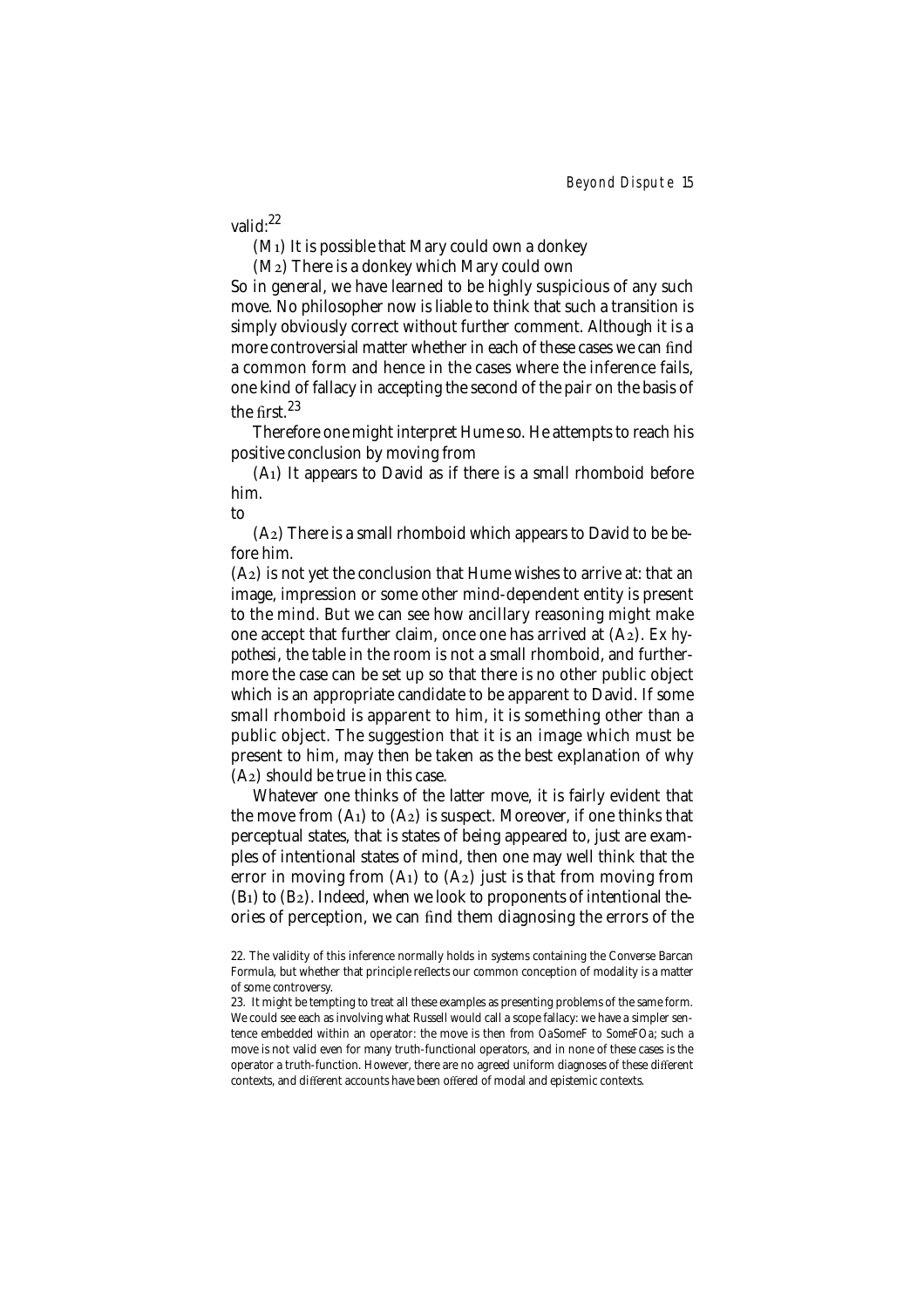valid:[22]

(M1) It is possible that Mary could own a donkey

(M2) There is a donkey which Mary could own

So in general, we have learned to be highly suspicious of any such move. No philosopher now is liable to think that such a transition is simply obviously correct without further comment. Although it is a more controversial matter whether in each of these cases we can find a common form and hence in the cases where the inference fails, one kind of fallacy in accepting the second of the pair on the basis of the first.[23]

Therefore one might interpret Hume so. He attempts to reach his positive conclusion by moving from

(A1) It appears to David as if there is a small rhomboid before him.

to

(A2) There is a small rhomboid which appears to David to be before him.

(A2) is not yet the conclusion that Hume wishes to arrive at: that an image, impression or some other mind-dependent entity is present to the mind. But we can see how ancillary reasoning might make one accept that further claim, once one has arrived at (A2). *Ex hypothesi*, the table in the room is not a small rhomboid, and furthermore the case can be set up so that there is no other public object which is an appropriate candidate to be apparent to David. If some small rhomboid is apparent to him, it is something other than a public object. The suggestion that it is an image which must be present to him, may then be taken as the best explanation of why (A2) should be true in this case.

Whatever one thinks of the latter move, it is fairly evident that the move from (A1) to (A2) is suspect. Moreover, if one thinks that perceptual states, that is states of being appeared to, just are examples of intentional states of mind, then one may well think that the error in moving from (A1) to (A2) just is that from moving from (B1) to (B2). Indeed, when we look to proponents of intentional theories of perception, we can find them diagnosing the errors of the

22. The validity of this inference normally holds in systems containing the Converse Barcan Formula, but whether that principle reflects our common conception of modality is a matter of some controversy.

23. It might be tempting to treat all these examples as presenting problems of the same form. We could see each as involving what Russell would call a scope fallacy: we have a simpler sentence embedded within an operator: the move is then from *OaSomeF* to *SomeFOa*; such a move is not valid even for many truth-functional operators, and in none of these cases is the operator a truth-function. However, there are no agreed uniform diagnoses of these different contexts, and different accounts have been offered of modal and epistemic contexts.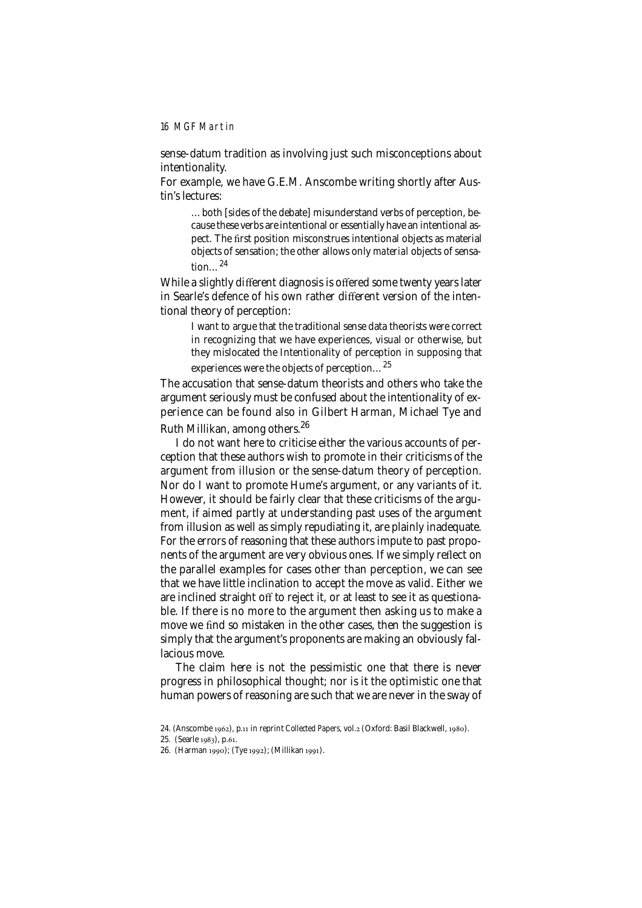sense-datum tradition as involving just such misconceptions about intentionality.

For example, we have G.E.M. Anscombe writing shortly after Austin's lectures:

> …both [sides of the debate] misunderstand verbs of perception, because these verbs are intentional or essentially have an intentional aspect. The first position misconstrues intentional objects as material objects of sensation; the other allows only *material* objects of sensation…[24]

While a slightly different diagnosis is offered some twenty years later in Searle's defence of his own rather different version of the intentional theory of perception:

> I want to argue that the traditional sense data theorists were correct in recognizing that we have experiences, visual or otherwise, but they mislocated the Intentionality of perception in supposing that experiences were the objects of perception…[25]

The accusation that sense-datum theorists and others who take the argument seriously must be confused about the intentionality of experience can be found also in Gilbert Harman, Michael Tye and Ruth Millikan, among others.[26]

I do not want here to criticise either the various accounts of perception that these authors wish to promote in their criticisms of the argument from illusion or the sense-datum theory of perception. Nor do I want to promote Hume's argument, or any variants of it. However, it should be fairly clear that these criticisms of the argument, if aimed partly at understanding past uses of the argument from illusion as well as simply repudiating it, are plainly inadequate. For the errors of reasoning that these authors impute to past proponents of the argument are very obvious ones. If we simply reflect on the parallel examples for cases other than perception, we can see that we have little inclination to accept the move as valid. Either we are inclined straight off to reject it, or at least to see it as questionable. If there is no more to the argument then asking us to make a move we find so mistaken in the other cases, then the suggestion is simply that the argument's proponents are making an obviously fallacious move.

The claim here is not the pessimistic one that there is never progress in philosophical thought; nor is it the optimistic one that human powers of reasoning are such that we are never in the sway of

24. (Anscombe 1962), p.11 in reprint *Collected Papers*, vol.2 (Oxford: Basil Blackwell, 1980).

25. (Searle 1983), p.61.

26. (Harman 1990); (Tye 1992); (Millikan 1991).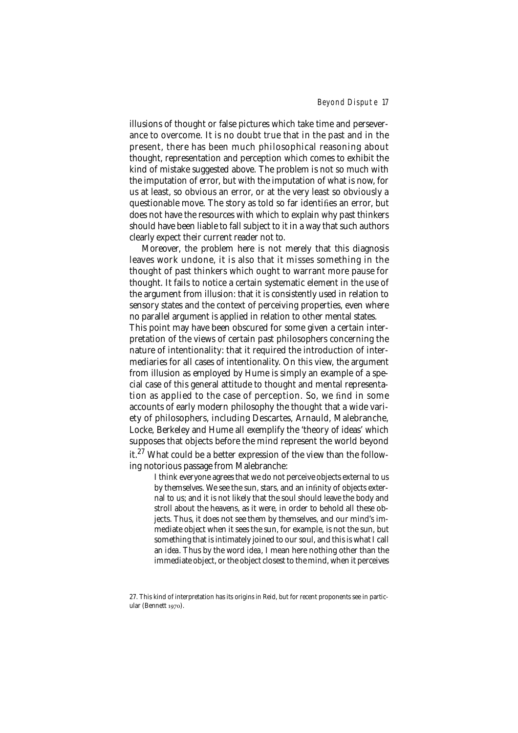illusions of thought or false pictures which take time and perseverance to overcome. It is no doubt true that in the past and in the present, there has been much philosophical reasoning about thought, representation and perception which comes to exhibit the kind of mistake suggested above. The problem is not so much with the imputation of error, but with the imputation of what is now, for us at least, so obvious an error, or at the very least so obviously a questionable move. The story as told so far identifies an error, but does not have the resources with which to explain why past thinkers should have been liable to fall subject to it in a way that such authors clearly expect their current reader not to.

Moreover, the problem here is not merely that this diagnosis leaves work undone, it is also that it misses something in the thought of past thinkers which ought to warrant more pause for thought. It fails to notice a certain systematic element in the use of the argument from illusion: that it is consistently used in relation to sensory states and the context of perceiving properties, even where no parallel argument is applied in relation to other mental states. This point may have been obscured for some given a certain interpretation of the views of certain past philosophers concerning the nature of intentionality: that it required the introduction of intermediaries for all cases of intentionality. On this view, the argument from illusion as employed by Hume is simply an example of a special case of this general attitude to thought and mental representation as applied to the case of perception. So, we find in some accounts of early modern philosophy the thought that a wide variety of philosophers, including Descartes, Arnauld, Malebranche, Locke, Berkeley and Hume all exemplify the 'theory of ideas' which supposes that objects before the mind represent the world beyond it.[27] What could be a better expression of the view than the following notorious passage from Malebranche:

> I think everyone agrees that we do not perceive objects external to us by themselves. We see the sun, stars, and an infinity of objects external to us; and it is not likely that the soul should leave the body and stroll about the heavens, as it were, in order to behold all these objects. Thus, it does not see them by themselves, and our mind's immediate object when it sees the sun, for example, is not the sun, but something that is intimately joined to our soul, and this is what I call an *idea*. Thus by the word *idea*, I mean here nothing other than the immediate object, or the object closest to the mind, when it perceives

27. This kind of interpretation has its origins in Reid, but for recent proponents see in particular (Bennett 1970).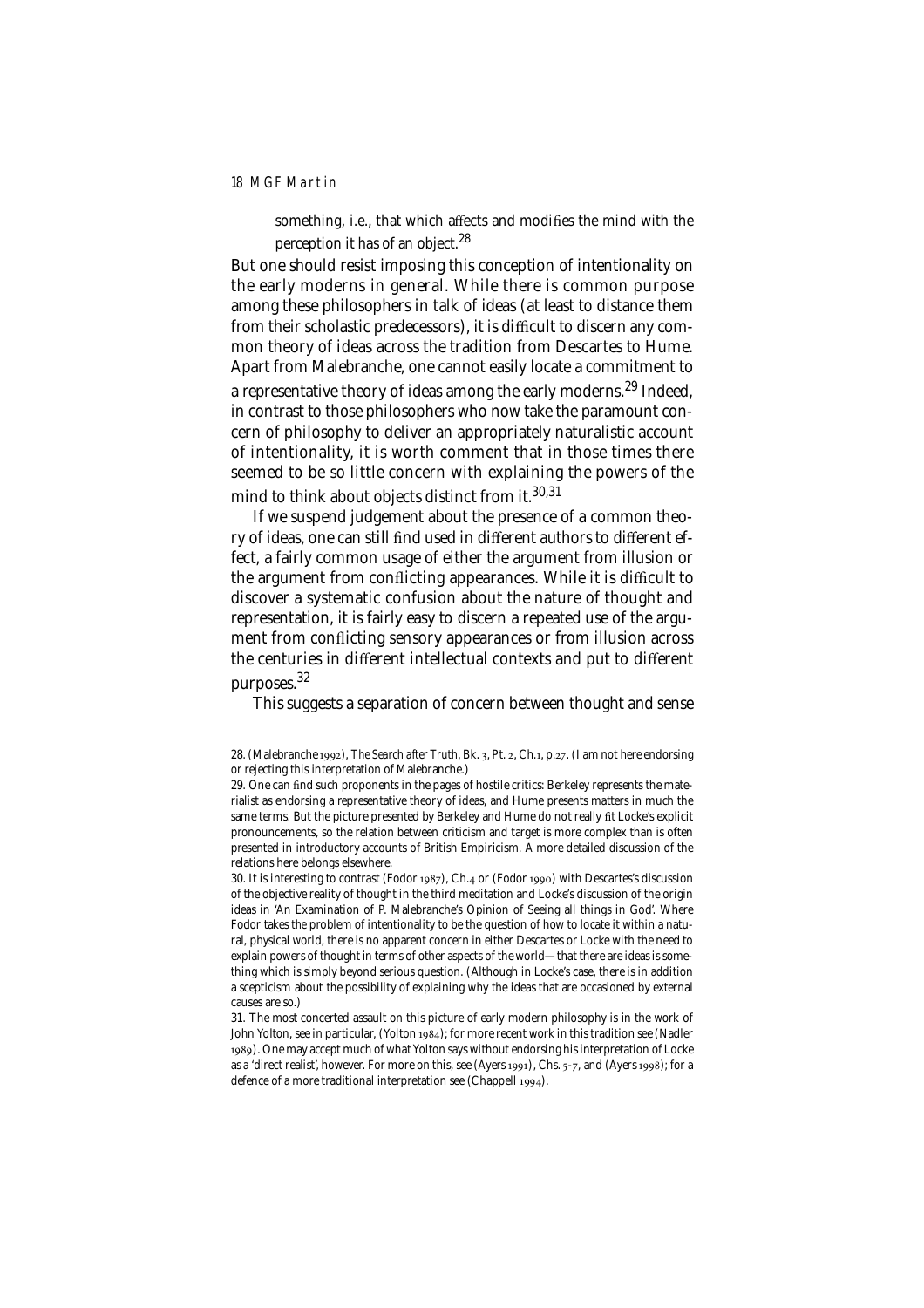> something, i.e., that which affects and modifies the mind with the perception it has of an object.[28]

But one should resist imposing this conception of intentionality on the early moderns in general. While there is common purpose among these philosophers in talk of ideas (at least to distance them from their scholastic predecessors), it is difficult to discern any common theory of ideas across the tradition from Descartes to Hume. Apart from Malebranche, one cannot easily locate a commitment to a representative theory of ideas among the early moderns.[29] Indeed, in contrast to those philosophers who now take the paramount concern of philosophy to deliver an appropriately naturalistic account of intentionality, it is worth comment that in those times there seemed to be so little concern with explaining the powers of the mind to think about objects distinct from it.[30,31]

If we suspend judgement about the presence of a common theory of ideas, one can still find used in different authors to different effect, a fairly common usage of either the argument from illusion or the argument from conflicting appearances. While it is difficult to discover a systematic confusion about the nature of thought and representation, it is fairly easy to discern a repeated use of the argument from conflicting sensory appearances or from illusion across the centuries in different intellectual contexts and put to different purposes.[32]

This suggests a separation of concern between thought and sense

28. (Malebranche 1992), *The Search after Truth*, Bk. 3, Pt. 2, Ch.1, p.27. (I am not here endorsing or rejecting this interpretation of Malebranche.)

29. One can find such proponents in the pages of hostile critics: Berkeley represents the materialist as endorsing a representative theory of ideas, and Hume presents matters in much the same terms. But the picture presented by Berkeley and Hume do not really fit Locke's explicit pronouncements, so the relation between criticism and target is more complex than is often presented in introductory accounts of British Empiricism. A more detailed discussion of the relations here belongs elsewhere.

30. It is interesting to contrast (Fodor 1987), Ch.4 or (Fodor 1990) with Descartes's discussion of the objective reality of thought in the third meditation and Locke's discussion of the origin ideas in 'An Examination of P. Malebranche's Opinion of Seeing all things in God'. Where Fodor takes the problem of intentionality to be the question of how to locate it within a natural, physical world, there is no apparent concern in either Descartes or Locke with the need to explain powers of thought in terms of other aspects of the world—that there are ideas is something which is simply beyond serious question. (Although in Locke's case, there is in addition a scepticism about the possibility of explaining why the ideas that are occasioned by external causes are so.)

31. The most concerted assault on this picture of early modern philosophy is in the work of John Yolton, see in particular, (Yolton 1984); for more recent work in this tradition see (Nadler 1989). One may accept much of what Yolton says without endorsing his interpretation of Locke as a 'direct realist', however. For more on this, see (Ayers 1991), Chs. 5-7, and (Ayers 1998); for a defence of a more traditional interpretation see (Chappell 1994).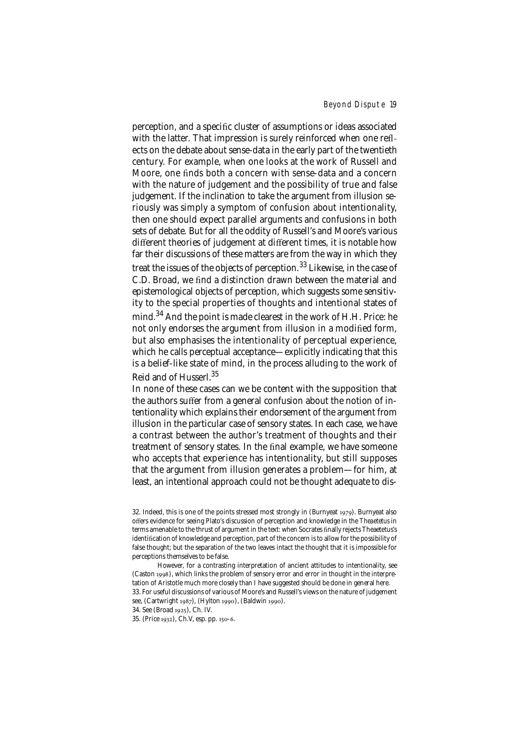perception, and a specific cluster of assumptions or ideas associated with the latter. That impression is surely reinforced when one reflects on the debate about sense-data in the early part of the twentieth century. For example, when one looks at the work of Russell and Moore, one finds both a concern with sense-data and a concern with the nature of judgement and the possibility of true and false judgement. If the inclination to take the argument from illusion seriously was simply a symptom of confusion about intentionality, then one should expect parallel arguments and confusions in both sets of debate. But for all the oddity of Russell's and Moore's various different theories of judgement at different times, it is notable how far their discussions of these matters are from the way in which they treat the issues of the objects of perception.[33] Likewise, in the case of C.D. Broad, we find a distinction drawn between the material and epistemological objects of perception, which suggests some sensitivity to the special properties of thoughts and intentional states of mind.[34] And the point is made clearest in the work of H.H. Price: he not only endorses the argument from illusion in a modified form, but also emphasises the intentionality of perceptual experience, which he calls perceptual acceptance—explicitly indicating that this is a belief-like state of mind, in the process alluding to the work of Reid and of Husserl.[35]

In none of these cases can we be content with the supposition that the authors suffer from a general confusion about the notion of intentionality which explains their endorsement of the argument from illusion in the particular case of sensory states. In each case, we have a contrast between the author's treatment of thoughts and their treatment of sensory states. In the final example, we have someone who accepts that experience has intentionality, but still supposes that the argument from illusion generates a problem—for him, at least, an intentional approach could not be thought adequate to dis-

32. Indeed, this is one of the points stressed most strongly in (Burnyeat 1979). Burnyeat also offers evidence for seeing Plato's discussion of perception and knowledge in the *Theaetetus* in terms amenable to the thrust of argument in the text: when Socrates finally rejects Theaetetus's identification of knowledge and perception, part of the concern is to allow for the possibility of false thought; but the separation of the two leaves intact the thought that it is impossible for perceptions themselves to be false.

However, for a contrasting interpretation of ancient attitudes to intentionality, see (Caston 1998), which links the problem of sensory error and error in thought in the interpretation of Aristotle much more closely than I have suggested should be done in general here.

33. For useful discussions of various of Moore's and Russell's views on the nature of judgement see, (Cartwright 1987), (Hylton 1990), (Baldwin 1990).

34. See (Broad 1925), Ch. IV.

35. (Price 1932), Ch.V, esp. pp. 150-6.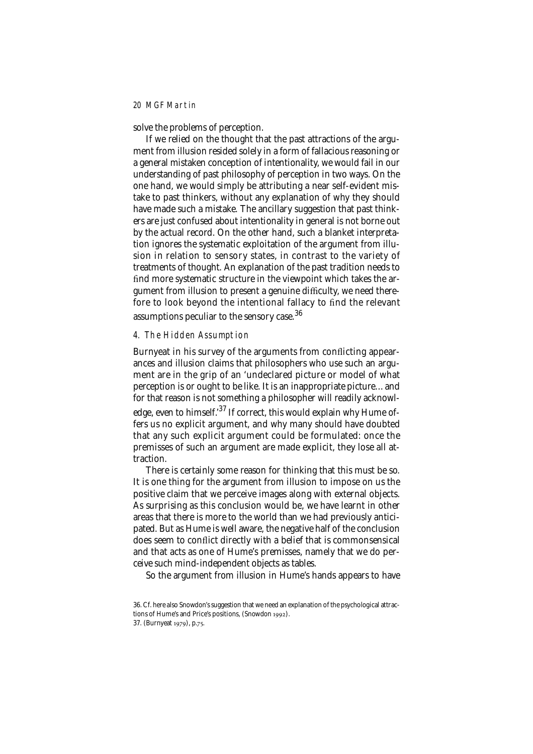solve the problems of perception.

If we relied on the thought that the past attractions of the argument from illusion resided solely in a form of fallacious reasoning or a general mistaken conception of intentionality, we would fail in our understanding of past philosophy of perception in two ways. On the one hand, we would simply be attributing a near self-evident mistake to past thinkers, without any explanation of why they should have made such a mistake. The ancillary suggestion that past thinkers are just confused about intentionality in general is not borne out by the actual record. On the other hand, such a blanket interpretation ignores the systematic exploitation of the argument from illusion in relation to sensory states, in contrast to the variety of treatments of thought. An explanation of the past tradition needs to find more systematic structure in the viewpoint which takes the argument from illusion to present a genuine difficulty, we need therefore to look beyond the intentional fallacy to find the relevant assumptions peculiar to the sensory case.[36]

### *4. The Hidden Assumption*

Burnyeat in his survey of the arguments from conflicting appearances and illusion claims that philosophers who use such an argument are in the grip of an 'undeclared picture or model of what perception is or ought to be like. It is an inappropriate picture… and for that reason is not something a philosopher will readily acknowledge, even to himself.'[37] If correct, this would explain why Hume offers us no explicit argument, and why many should have doubted that any such explicit argument could be formulated: once the premisses of such an argument are made explicit, they lose all attraction.

There is certainly some reason for thinking that this must be so. It is one thing for the argument from illusion to impose on us the positive claim that we perceive images along with external objects. As surprising as this conclusion would be, we have learnt in other areas that there is more to the world than we had previously anticipated. But as Hume is well aware, the negative half of the conclusion does seem to conflict directly with a belief that is commonsensical and that acts as one of Hume's premisses, namely that we do perceive such mind-independent objects as tables.

So the argument from illusion in Hume's hands appears to have

36. Cf. here also Snowdon's suggestion that we need an explanation of the psychological attractions of Hume's and Price's positions, (Snowdon 1992).

37. (Burnyeat 1979), p.75.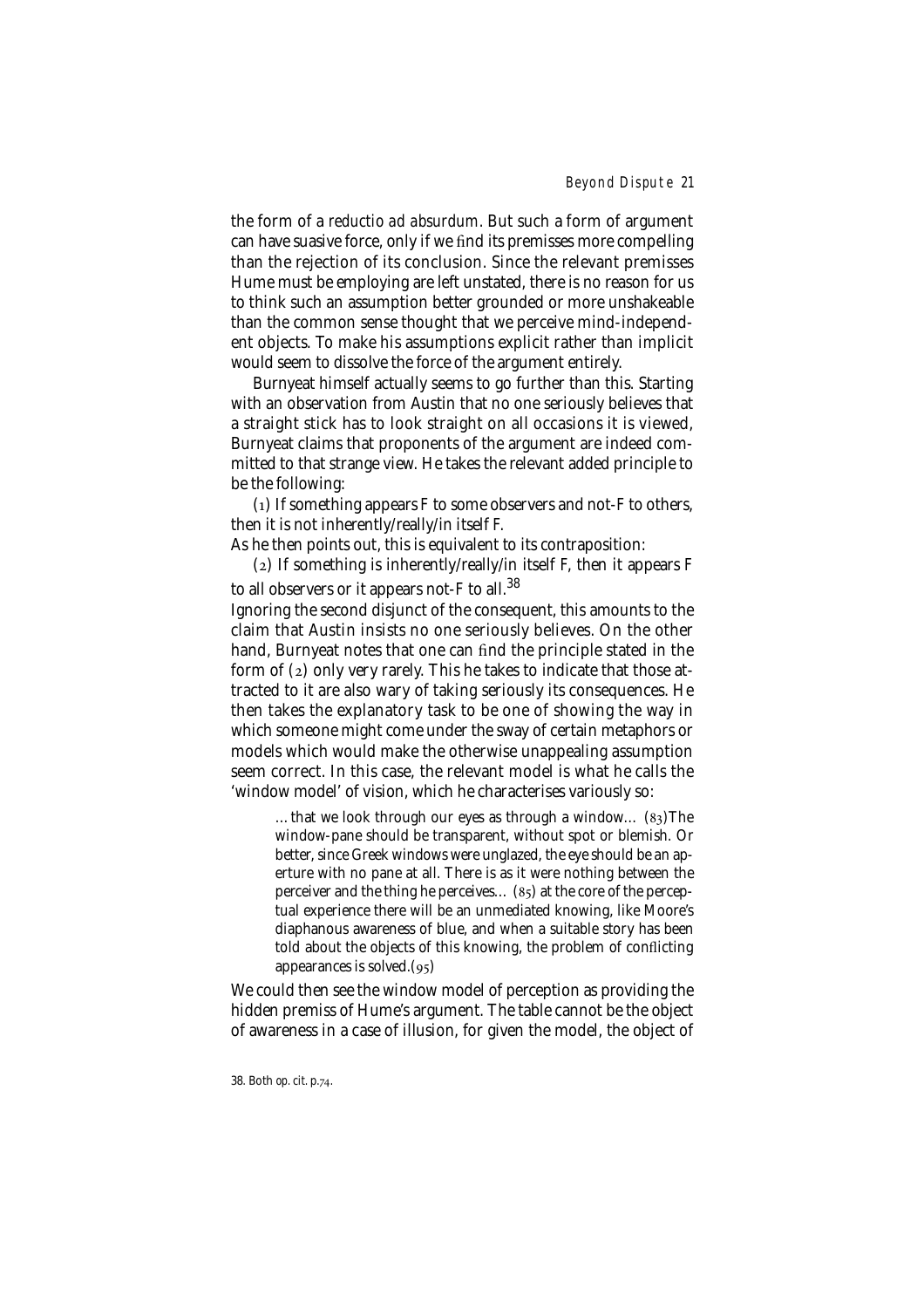the form of a *reductio ad absurdum*. But such a form of argument can have suasive force, only if we find its premisses more compelling than the rejection of its conclusion. Since the relevant premisses Hume must be employing are left unstated, there is no reason for us to think such an assumption better grounded or more unshakeable than the common sense thought that we perceive mind-independent objects. To make his assumptions explicit rather than implicit would seem to dissolve the force of the argument entirely.

Burnyeat himself actually seems to go further than this. Starting with an observation from Austin that no one seriously believes that a straight stick has to look straight on all occasions it is viewed, Burnyeat claims that proponents of the argument are indeed committed to that strange view. He takes the relevant added principle to be the following:

(1) If something appears *F* to some observers and not-*F* to others, then it is not inherently/really/in itself *F*.

As he then points out, this is equivalent to its contraposition:

(2) If something is inherently/really/in itself *F*, then it appears *F* to all observers or it appears not-*F* to all.[38]

Ignoring the second disjunct of the consequent, this amounts to the claim that Austin insists no one seriously believes. On the other hand, Burnyeat notes that one can find the principle stated in the form of (2) only very rarely. This he takes to indicate that those attracted to it are also wary of taking seriously its consequences. He then takes the explanatory task to be one of showing the way in which someone might come under the sway of certain metaphors or models which would make the otherwise unappealing assumption seem correct. In this case, the relevant model is what he calls the 'window model' of vision, which he characterises variously so:

> …that we look through our eyes as through a window… (83) The window-pane should be transparent, without spot or blemish. Or better, since Greek windows were unglazed, the eye should be an aperture with no pane at all. There is as it were nothing between the perceiver and the thing he perceives… (85) at the core of the perceptual experience there will be an unmediated knowing, like Moore's diaphanous awareness of blue, and when a suitable story has been told about the objects of this knowing, the problem of conflicting appearances is solved. (95)

We could then see the window model of perception as providing the hidden premiss of Hume's argument. The table cannot be the object of awareness in a case of illusion, for given the model, the object of

38. Both op. cit. p.74.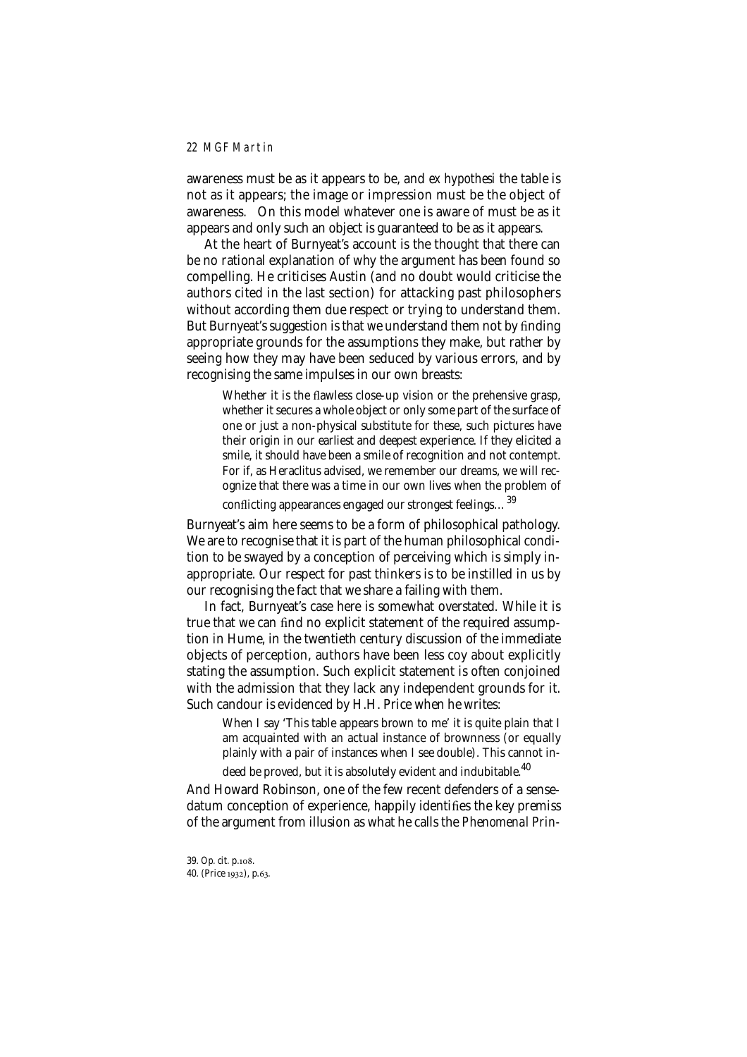awareness must be as it appears to be, and *ex hypothesi* the table is not as it appears; the image or impression must be the object of awareness. On this model whatever one is aware of must be as it appears and only such an object is guaranteed to be as it appears.

At the heart of Burnyeat's account is the thought that there can be no rational explanation of why the argument has been found so compelling. He criticises Austin (and no doubt would criticise the authors cited in the last section) for attacking past philosophers without according them due respect or trying to understand them. But Burnyeat's suggestion is that we understand them not by finding appropriate grounds for the assumptions they make, but rather by seeing how they may have been seduced by various errors, and by recognising the same impulses in our own breasts:

> Whether it is the flawless close-up vision or the prehensive grasp, whether it secures a whole object or only some part of the surface of one or just a non-physical substitute for these, such pictures have their origin in our earliest and deepest experience. If they elicited a smile, it should have been a smile of recognition and not contempt. For if, as Heraclitus advised, we remember our dreams, we will recognize that there was a time in our own lives when the problem of conflicting appearances engaged our strongest feelings…[39]

Burnyeat's aim here seems to be a form of philosophical pathology. We are to recognise that it is part of the human philosophical condition to be swayed by a conception of perceiving which is simply inappropriate. Our respect for past thinkers is to be instilled in us by our recognising the fact that we share a failing with them.

In fact, Burnyeat's case here is somewhat overstated. While it is true that we can find no explicit statement of the required assumption in Hume, in the twentieth century discussion of the immediate objects of perception, authors have been less coy about explicitly stating the assumption. Such explicit statement is often conjoined with the admission that they lack any independent grounds for it. Such candour is evidenced by H.H. Price when he writes:

> When I say 'This table appears brown to me' it is quite plain that I am acquainted with an actual instance of brownness (or equally plainly with a pair of instances when I see double). This cannot indeed be proved, but it is absolutely evident and indubitable.[40]

And Howard Robinson, one of the few recent defenders of a sense-datum conception of experience, happily identifies the key premiss of the argument from illusion as what he calls the *Phenomenal Prin-*

39. *Op. cit.* p.108.
40. (Price 1932), p.63.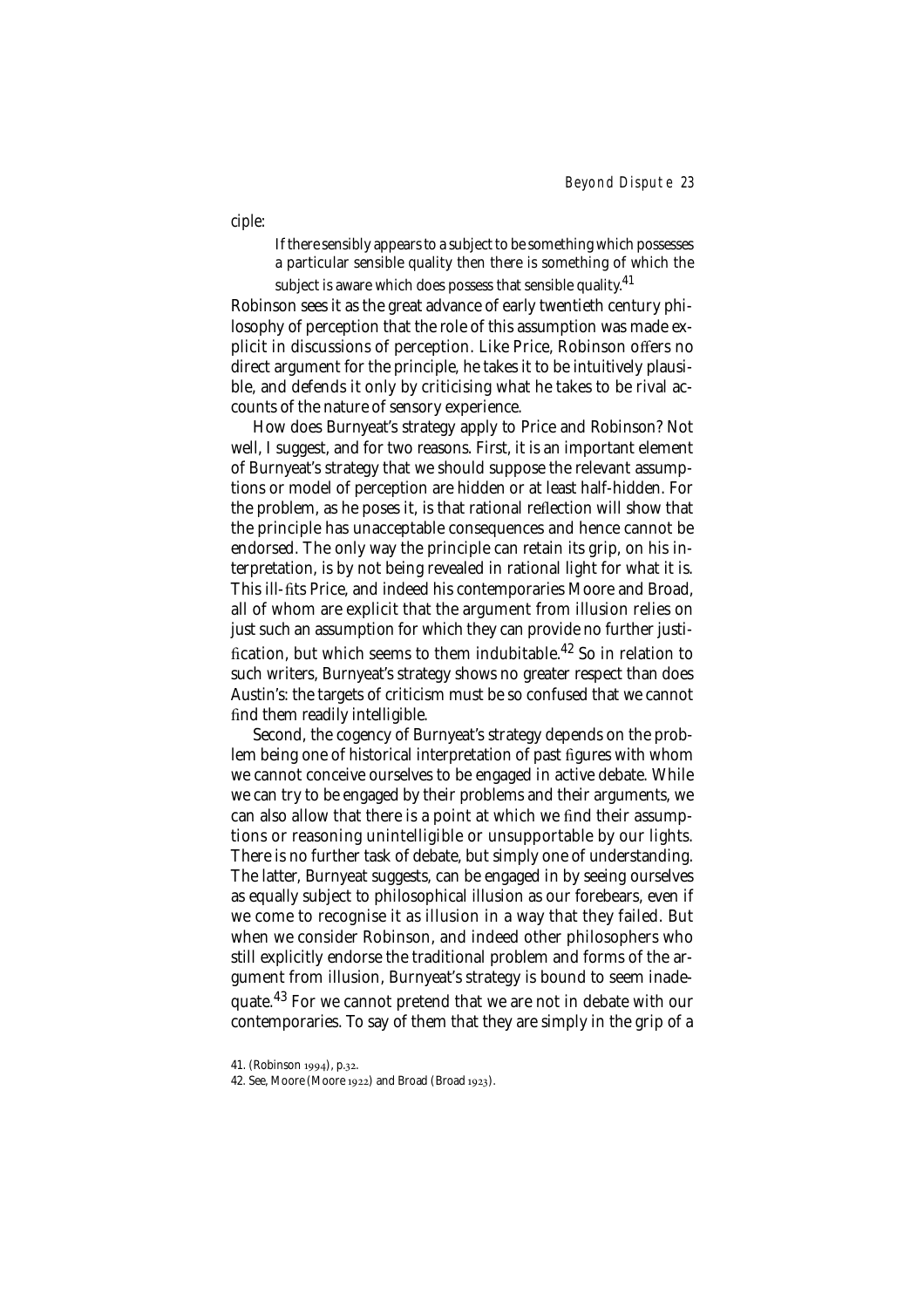ciple:

> If there sensibly appears to a subject to be something which possesses a particular sensible quality then there is something of which the subject is aware which does possess that sensible quality.[41]

Robinson sees it as the great advance of early twentieth century philosophy of perception that the role of this assumption was made explicit in discussions of perception. Like Price, Robinson offers no direct argument for the principle, he takes it to be intuitively plausible, and defends it only by criticising what he takes to be rival accounts of the nature of sensory experience.

How does Burnyeat's strategy apply to Price and Robinson? Not well, I suggest, and for two reasons. First, it is an important element of Burnyeat's strategy that we should suppose the relevant assumptions or model of perception are hidden or at least half-hidden. For the problem, as he poses it, is that rational reflection will show that the principle has unacceptable consequences and hence cannot be endorsed. The only way the principle can retain its grip, on his interpretation, is by not being revealed in rational light for what it is. This ill-fits Price, and indeed his contemporaries Moore and Broad, all of whom are explicit that the argument from illusion relies on just such an assumption for which they can provide no further justification, but which seems to them indubitable.[42] So in relation to such writers, Burnyeat's strategy shows no greater respect than does Austin's: the targets of criticism must be so confused that we cannot find them readily intelligible.

Second, the cogency of Burnyeat's strategy depends on the problem being one of historical interpretation of past figures with whom we cannot conceive ourselves to be engaged in active debate. While we can try to be engaged by their problems and their arguments, we can also allow that there is a point at which we find their assumptions or reasoning unintelligible or unsupportable by our lights. There is no further task of debate, but simply one of understanding. The latter, Burnyeat suggests, can be engaged in by seeing ourselves as equally subject to philosophical illusion as our forebears, even if we come to recognise it as illusion in a way that they failed. But when we consider Robinson, and indeed other philosophers who still explicitly endorse the traditional problem and forms of the argument from illusion, Burnyeat's strategy is bound to seem inadequate.[43] For we cannot pretend that we are not in debate with our contemporaries. To say of them that they are simply in the grip of a

41. (Robinson 1994), p.32.

42. See, Moore (Moore 1922) and Broad (Broad 1923).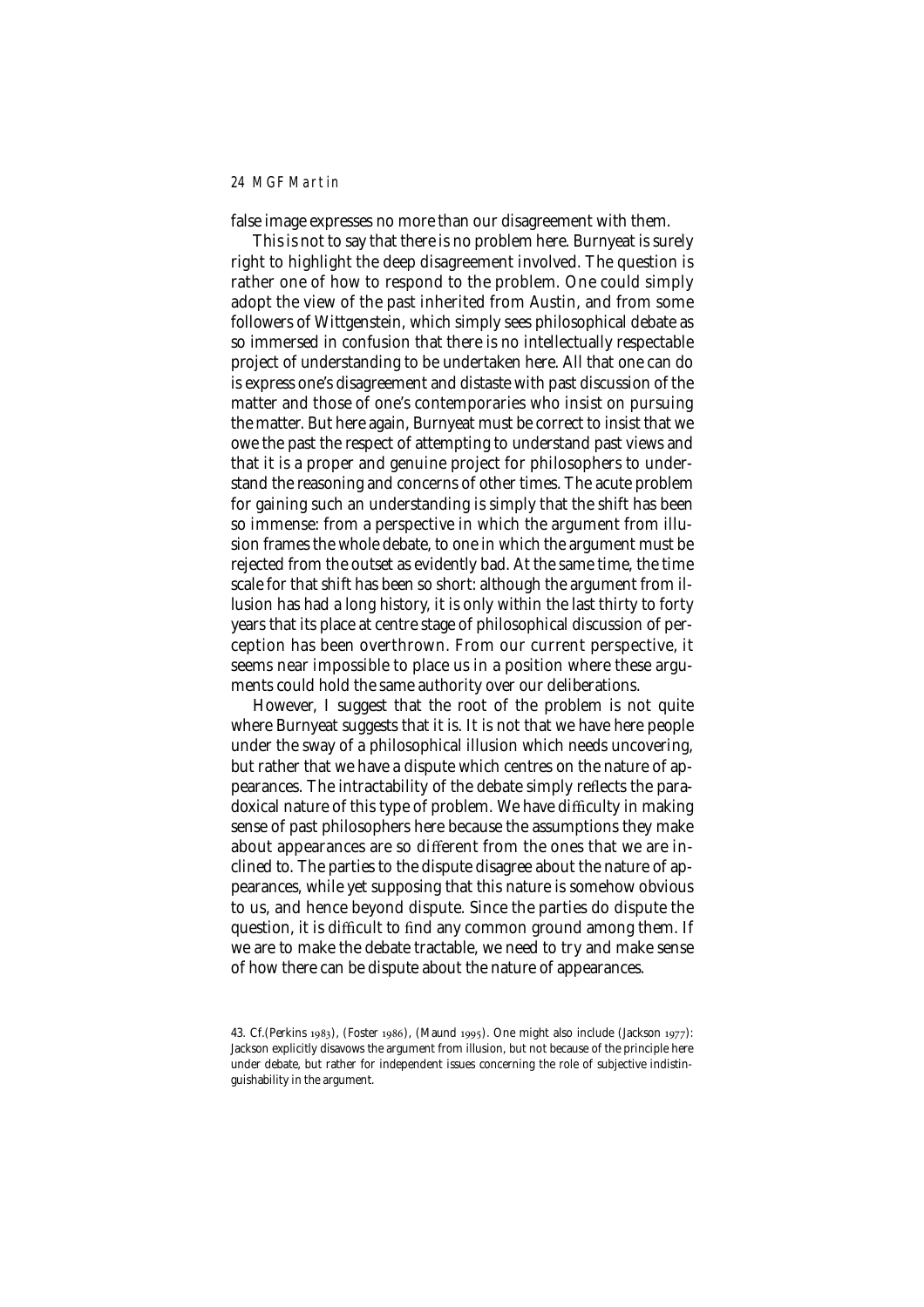false image expresses no more than our disagreement with them.

This is not to say that there is no problem here. Burnyeat is surely right to highlight the deep disagreement involved. The question is rather one of how to respond to the problem. One could simply adopt the view of the past inherited from Austin, and from some followers of Wittgenstein, which simply sees philosophical debate as so immersed in confusion that there is no intellectually respectable project of understanding to be undertaken here. All that one can do is express one's disagreement and distaste with past discussion of the matter and those of one's contemporaries who insist on pursuing the matter. But here again, Burnyeat must be correct to insist that we owe the past the respect of attempting to understand past views and that it is a proper and genuine project for philosophers to understand the reasoning and concerns of other times. The acute problem for gaining such an understanding is simply that the shift has been so immense: from a perspective in which the argument from illusion frames the whole debate, to one in which the argument must be rejected from the outset as evidently bad. At the same time, the time scale for that shift has been so short: although the argument from illusion has had a long history, it is only within the last thirty to forty years that its place at centre stage of philosophical discussion of perception has been overthrown. From our current perspective, it seems near impossible to place us in a position where these arguments could hold the same authority over our deliberations.

However, I suggest that the root of the problem is not quite where Burnyeat suggests that it is. It is not that we have here people under the sway of a philosophical illusion which needs uncovering, but rather that we have a dispute which centres on the nature of appearances. The intractability of the debate simply reflects the paradoxical nature of this type of problem. We have difficulty in making sense of past philosophers here because the assumptions they make about appearances are so different from the ones that we are inclined to. The parties to the dispute disagree about the nature of appearances, while yet supposing that this nature is somehow obvious to us, and hence beyond dispute. Since the parties do dispute the question, it is difficult to find any common ground among them. If we are to make the debate tractable, we need to try and make sense of how there can be dispute about the nature of appearances.

43. Cf.(Perkins 1983), (Foster 1986), (Maund 1995). One might also include (Jackson 1977): Jackson explicitly disavows the argument from illusion, but not because of the principle here under debate, but rather for independent issues concerning the role of subjective indistinguishability in the argument.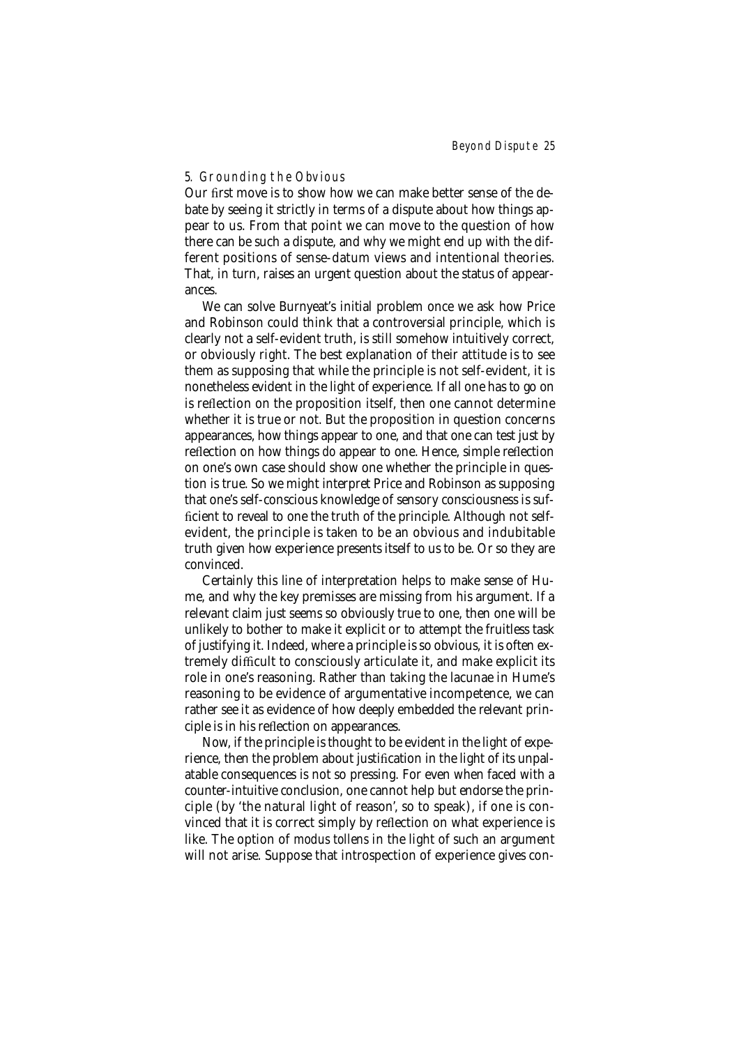## 5. Grounding the Obvious

Our first move is to show how we can make better sense of the debate by seeing it strictly in terms of a dispute about how things appear to us. From that point we can move to the question of how there can be such a dispute, and why we might end up with the different positions of sense-datum views and intentional theories. That, in turn, raises an urgent question about the status of appearances.

We can solve Burnyeat's initial problem once we ask how Price and Robinson could think that a controversial principle, which is clearly not a self-evident truth, is still somehow intuitively correct, or obviously right. The best explanation of their attitude is to see them as supposing that while the principle is not self-evident, it is nonetheless evident in the light of experience. If all one has to go on is reflection on the proposition itself, then one cannot determine whether it is true or not. But the proposition in question concerns appearances, how things appear to one, and that one can test just by reflection on how things do appear to one. Hence, simple reflection on one's own case should show one whether the principle in question is true. So we might interpret Price and Robinson as supposing that one's self-conscious knowledge of sensory consciousness is sufficient to reveal to one the truth of the principle. Although not self-evident, the principle is taken to be an obvious and indubitable truth given how experience presents itself to us to be. Or so they are convinced.

Certainly this line of interpretation helps to make sense of Hume, and why the key premisses are missing from his argument. If a relevant claim just seems so obviously true to one, then one will be unlikely to bother to make it explicit or to attempt the fruitless task of justifying it. Indeed, where a principle is so obvious, it is often extremely difficult to consciously articulate it, and make explicit its role in one's reasoning. Rather than taking the lacunae in Hume's reasoning to be evidence of argumentative incompetence, we can rather see it as evidence of how deeply embedded the relevant principle is in his reflection on appearances.

Now, if the principle is thought to be evident in the light of experience, then the problem about justification in the light of its unpalatable consequences is not so pressing. For even when faced with a counter-intuitive conclusion, one cannot help but endorse the principle (by 'the natural light of reason', so to speak), if one is convinced that it is correct simply by reflection on what experience is like. The option of *modus tollens* in the light of such an argument will not arise. Suppose that introspection of experience gives con-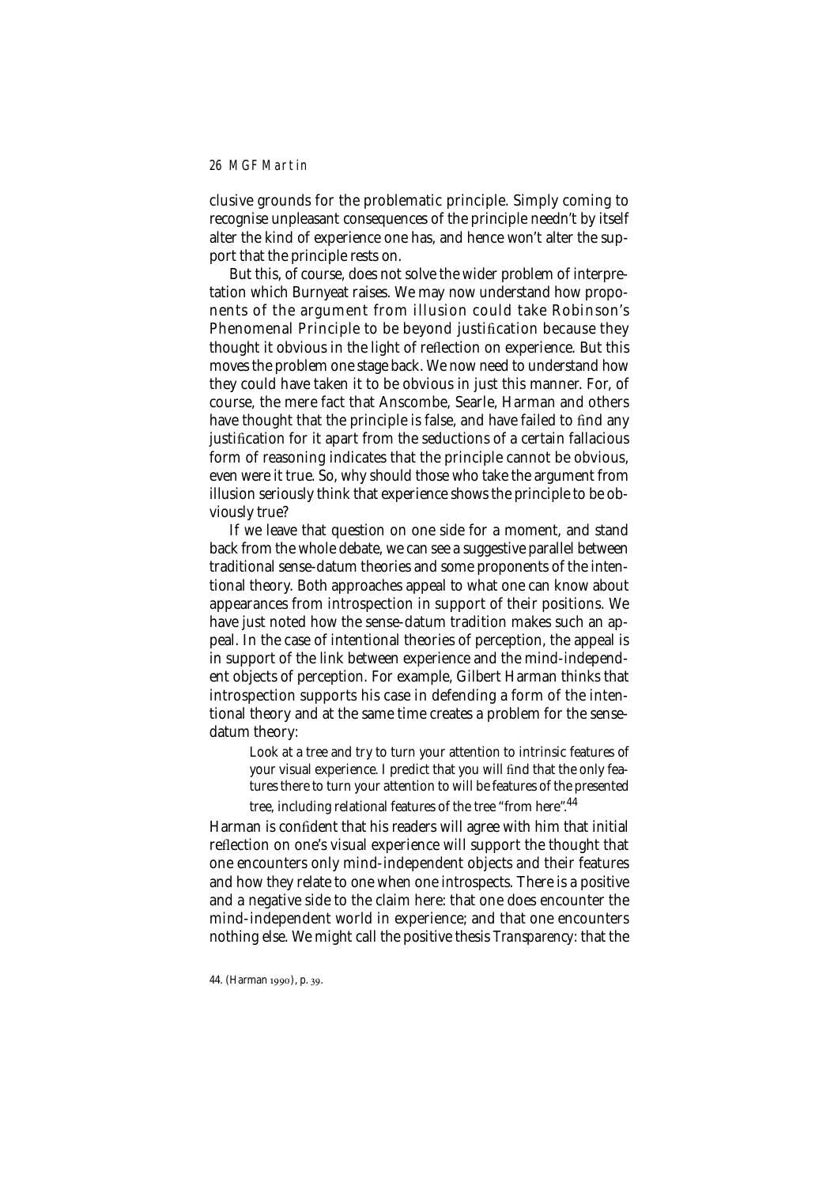clusive grounds for the problematic principle. Simply coming to recognise unpleasant consequences of the principle needn't by itself alter the kind of experience one has, and hence won't alter the support that the principle rests on.

But this, of course, does not solve the wider problem of interpretation which Burnyeat raises. We may now understand how proponents of the argument from illusion could take Robinson's Phenomenal Principle to be beyond justification because they thought it obvious in the light of reflection on experience. But this moves the problem one stage back. We now need to understand how they could have taken it to be obvious in just this manner. For, of course, the mere fact that Anscombe, Searle, Harman and others have thought that the principle is false, and have failed to find any justification for it apart from the seductions of a certain fallacious form of reasoning indicates that the principle cannot be obvious, even were it true. So, why should those who take the argument from illusion seriously think that experience shows the principle to be obviously true?

If we leave that question on one side for a moment, and stand back from the whole debate, we can see a suggestive parallel between traditional sense-datum theories and some proponents of the intentional theory. Both approaches appeal to what one can know about appearances from introspection in support of their positions. We have just noted how the sense-datum tradition makes such an appeal. In the case of intentional theories of perception, the appeal is in support of the link between experience and the mind-independent objects of perception. For example, Gilbert Harman thinks that introspection supports his case in defending a form of the intentional theory and at the same time creates a problem for the sense-datum theory:

> Look at a tree and try to turn your attention to intrinsic features of your visual experience. I predict that you will find that the only features there to turn your attention to will be features of the presented tree, including relational features of the tree "from here".[44]

Harman is confident that his readers will agree with him that initial reflection on one's visual experience will support the thought that one encounters only mind-independent objects and their features and how they relate to one when one introspects. There is a positive and a negative side to the claim here: that one does encounter the mind-independent world in experience; and that one encounters nothing else. We might call the positive thesis *Transparency*: that the

44. (Harman 1990), p. 39.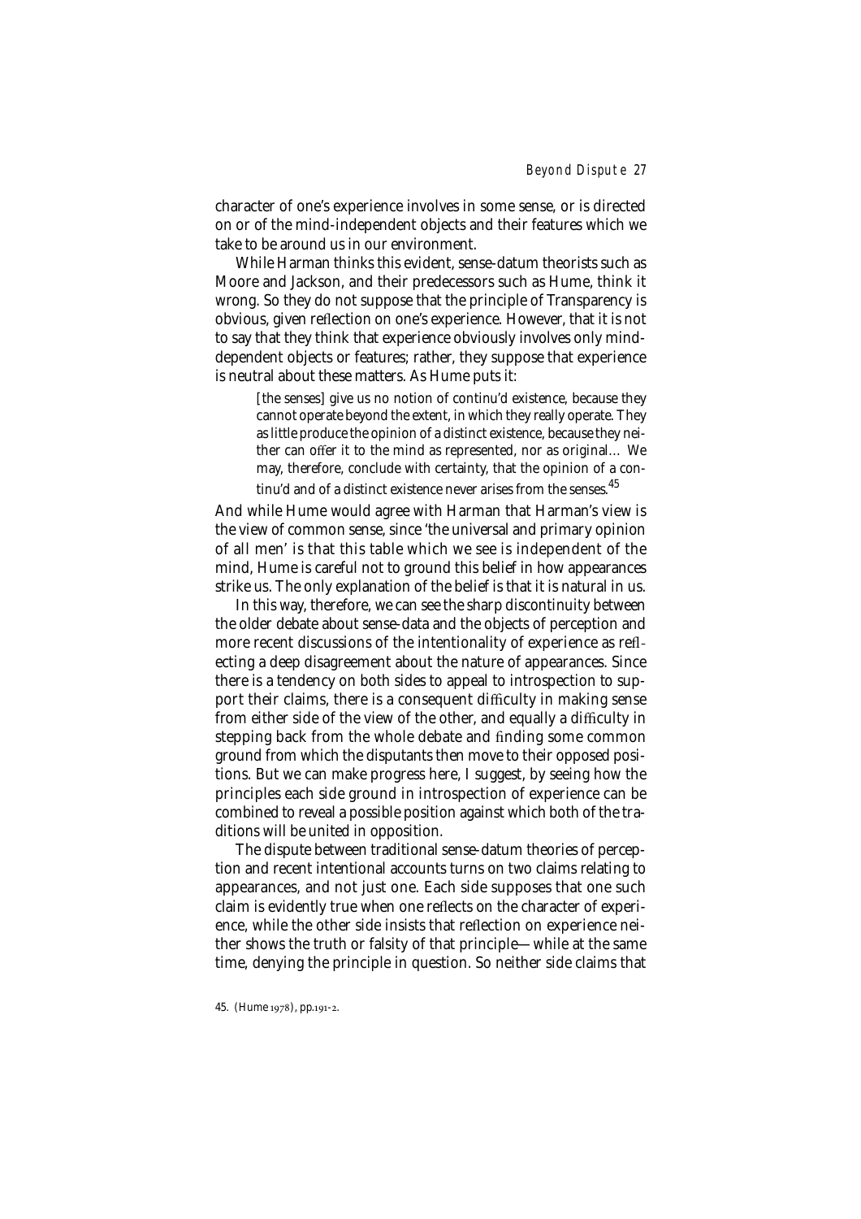character of one's experience involves in some sense, or is directed on or of the mind-independent objects and their features which we take to be around us in our environment.

While Harman thinks this evident, sense-datum theorists such as Moore and Jackson, and their predecessors such as Hume, think it wrong. So they do not suppose that the principle of Transparency is obvious, given reflection on one's experience. However, that it is not to say that they think that experience obviously involves only mind-dependent objects or features; rather, they suppose that experience is neutral about these matters. As Hume puts it:

> [the senses] give us no notion of continu'd existence, because they cannot operate beyond the extent, in which they really operate. They as little produce the opinion of a distinct existence, because they neither can offer it to the mind as represented, nor as original… We may, therefore, conclude with certainty, that the opinion of a continu'd and of a distinct existence never arises from the senses.[45]

And while Hume would agree with Harman that Harman's view is the view of common sense, since 'the universal and primary opinion of all men' is that this table which we see is independent of the mind, Hume is careful not to ground this belief in how appearances strike us. The only explanation of the belief is that it is natural in us.

In this way, therefore, we can see the sharp discontinuity between the older debate about sense-data and the objects of perception and more recent discussions of the intentionality of experience as reflecting a deep disagreement about the nature of appearances. Since there is a tendency on both sides to appeal to introspection to support their claims, there is a consequent difficulty in making sense from either side of the view of the other, and equally a difficulty in stepping back from the whole debate and finding some common ground from which the disputants then move to their opposed positions. But we can make progress here, I suggest, by seeing how the principles each side ground in introspection of experience can be combined to reveal a possible position against which both of the traditions will be united in opposition.

The dispute between traditional sense-datum theories of perception and recent intentional accounts turns on two claims relating to appearances, and not just one. Each side supposes that one such claim is evidently true when one reflects on the character of experience, while the other side insists that reflection on experience neither shows the truth or falsity of that principle—while at the same time, denying the principle in question. So neither side claims that

45. (Hume 1978), pp.191-2.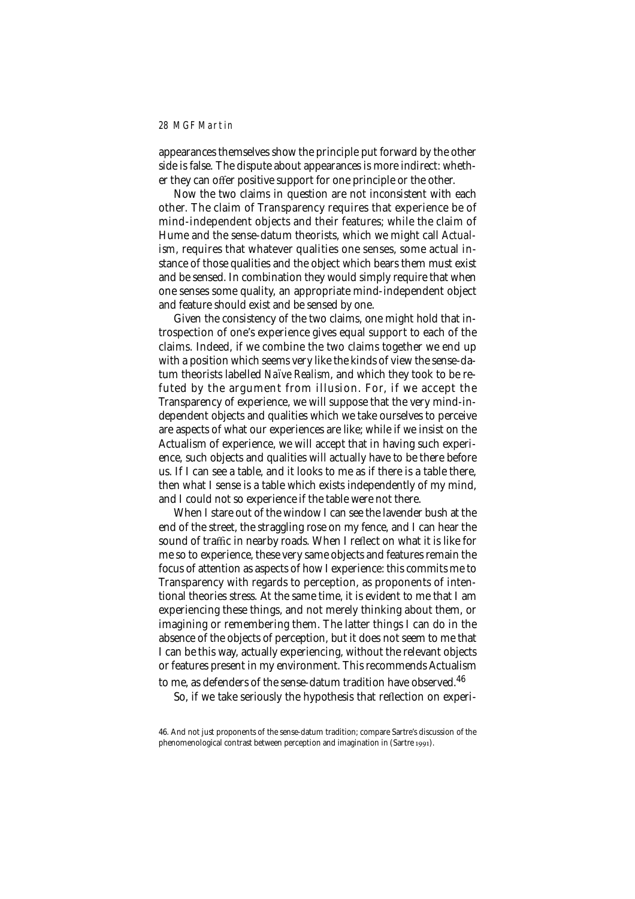appearances themselves show the principle put forward by the other side is false. The dispute about appearances is more indirect: whether they can offer positive support for one principle or the other.

Now the two claims in question are not inconsistent with each other. The claim of Transparency requires that experience be of mind-independent objects and their features; while the claim of Hume and the sense-datum theorists, which we might call *Actualism*, requires that whatever qualities one senses, some actual instance of those qualities and the object which bears them must exist and be sensed. In combination they would simply require that when one senses some quality, an appropriate mind-independent object and feature should exist and be sensed by one.

Given the consistency of the two claims, one might hold that introspection of one's experience gives equal support to each of the claims. Indeed, if we combine the two claims together we end up with a position which seems very like the kinds of view the sense-datum theorists labelled *Naïve Realism*, and which they took to be refuted by the argument from illusion. For, if we accept the Transparency of experience, we will suppose that the very mind-independent objects and qualities which we take ourselves to perceive are aspects of what our experiences are like; while if we insist on the Actualism of experience, we will accept that in having such experience, such objects and qualities will actually have to be there before us. If I can see a table, and it looks to me as if there is a table there, then what I sense is a table which exists independently of my mind, and I could not so experience if the table were not there.

When I stare out of the window I can see the lavender bush at the end of the street, the straggling rose on my fence, and I can hear the sound of traffic in nearby roads. When I reflect on what it is like for me so to experience, these very same objects and features remain the focus of attention as aspects of how I experience: this commits me to Transparency with regards to perception, as proponents of intentional theories stress. At the same time, it is evident to me that I am experiencing these things, and not merely thinking about them, or imagining or remembering them. The latter things I can do in the absence of the objects of perception, but it does not seem to me that I can be this way, actually experiencing, without the relevant objects or features present in my environment. This recommends Actualism to me, as defenders of the sense-datum tradition have observed.[46]

So, if we take seriously the hypothesis that reflection on experi-

46. And not just proponents of the sense-datum tradition; compare Sartre's discussion of the phenomenological contrast between perception and imagination in (Sartre 1991).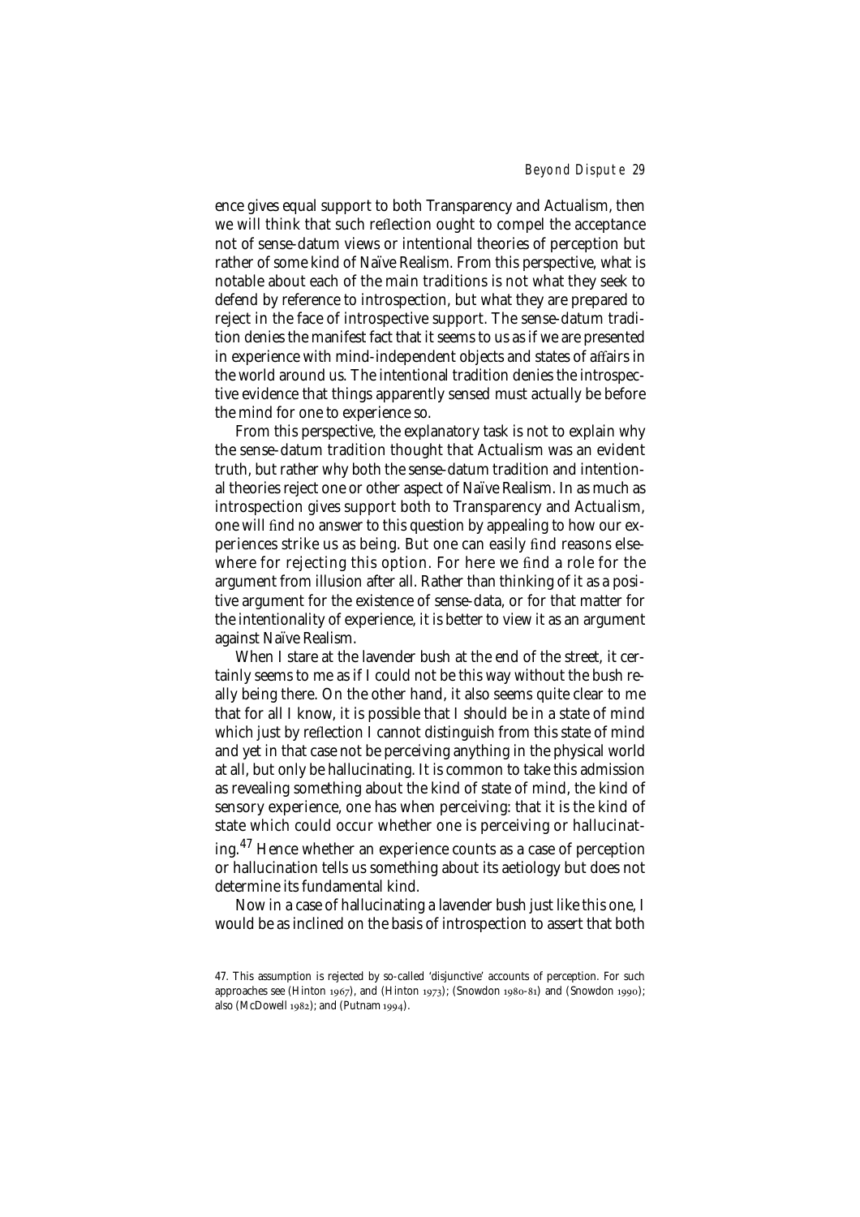ence gives equal support to both Transparency and Actualism, then we will think that such reflection ought to compel the acceptance not of sense-datum views or intentional theories of perception but rather of some kind of Naïve Realism. From this perspective, what is notable about each of the main traditions is not what they seek to defend by reference to introspection, but what they are prepared to reject in the face of introspective support. The sense-datum tradition denies the manifest fact that it seems to us as if we are presented in experience with mind-independent objects and states of affairs in the world around us. The intentional tradition denies the introspective evidence that things apparently sensed must actually be before the mind for one to experience so.

From this perspective, the explanatory task is not to explain why the sense-datum tradition thought that Actualism was an evident truth, but rather why both the sense-datum tradition and intentional theories reject one or other aspect of Naïve Realism. In as much as introspection gives support both to Transparency and Actualism, one will find no answer to this question by appealing to how our experiences strike us as being. But one can easily find reasons elsewhere for rejecting this option. For here we find a role for the argument from illusion after all. Rather than thinking of it as a positive argument for the existence of sense-data, or for that matter for the intentionality of experience, it is better to view it as an argument against Naïve Realism.

When I stare at the lavender bush at the end of the street, it certainly seems to me as if I could not be this way without the bush really being there. On the other hand, it also seems quite clear to me that for all I know, it is possible that I should be in a state of mind which just by reflection I cannot distinguish from this state of mind and yet in that case not be perceiving anything in the physical world at all, but only be hallucinating. It is common to take this admission as revealing something about the kind of state of mind, the kind of sensory experience, one has when perceiving: that it is the kind of state which could occur whether one is perceiving or hallucinating.[47] Hence whether an experience counts as a case of perception or hallucination tells us something about its aetiology but does not determine its fundamental kind.

Now in a case of hallucinating a lavender bush just like this one, I would be as inclined on the basis of introspection to assert that both

47. This assumption is rejected by so-called 'disjunctive' accounts of perception. For such approaches see (Hinton 1967), and (Hinton 1973); (Snowdon 1980-81) and (Snowdon 1990); also (McDowell 1982); and (Putnam 1994).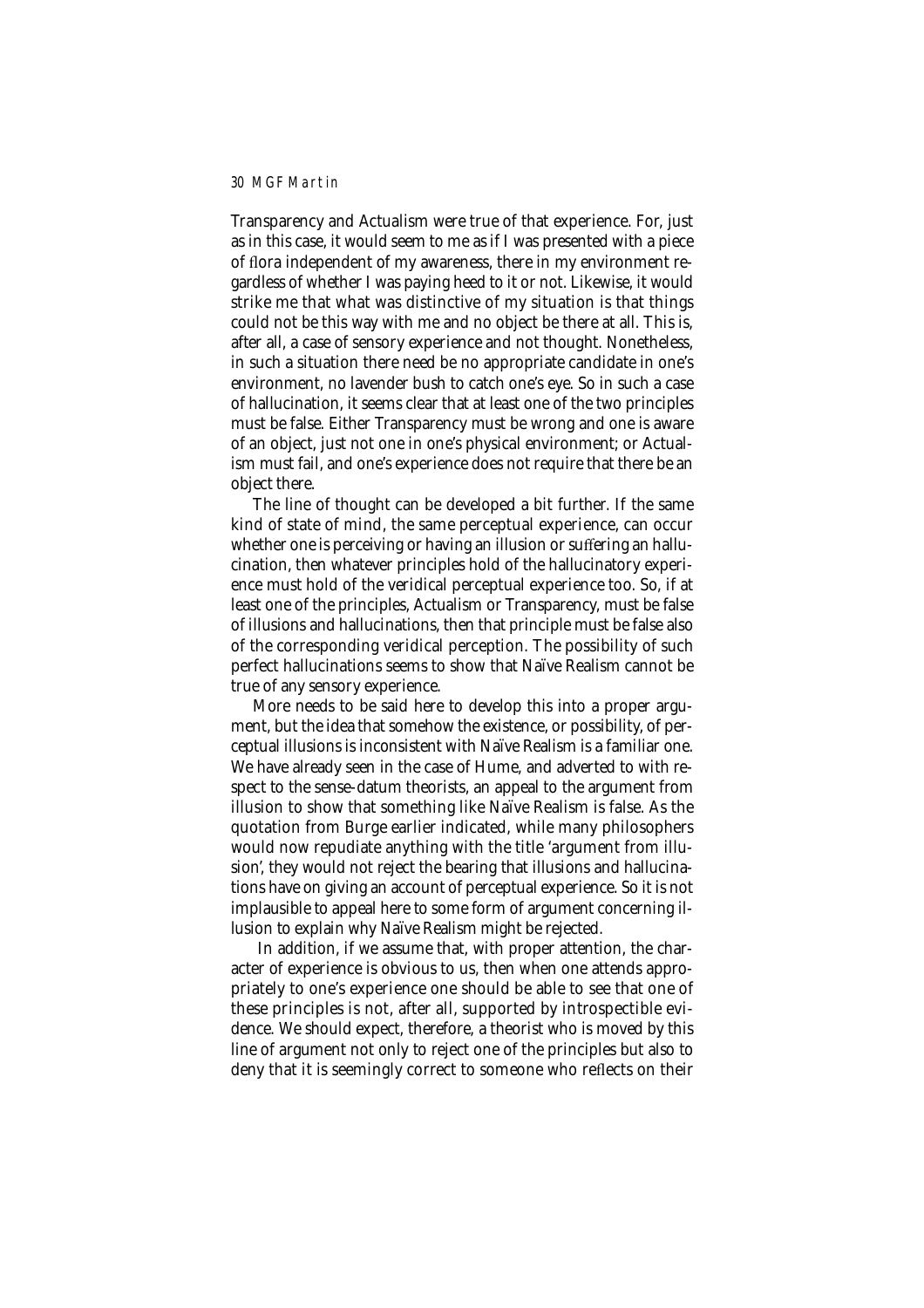Transparency and Actualism were true of that experience. For, just as in this case, it would seem to me as if I was presented with a piece of flora independent of my awareness, there in my environment regardless of whether I was paying heed to it or not. Likewise, it would strike me that what was distinctive of my situation is that things could not be this way with me and no object be there at all. This is, after all, a case of sensory experience and not thought. Nonetheless, in such a situation there need be no appropriate candidate in one's environment, no lavender bush to catch one's eye. So in such a case of hallucination, it seems clear that at least one of the two principles must be false. Either Transparency must be wrong and one is aware of an object, just not one in one's physical environment; or Actualism must fail, and one's experience does not require that there be an object there.

The line of thought can be developed a bit further. If the same kind of state of mind, the same perceptual experience, can occur whether one is perceiving or having an illusion or suffering an hallucination, then whatever principles hold of the hallucinatory experience must hold of the veridical perceptual experience too. So, if at least one of the principles, Actualism or Transparency, must be false of illusions and hallucinations, then that principle must be false also of the corresponding veridical perception. The possibility of such perfect hallucinations seems to show that Naïve Realism cannot be true of any sensory experience.

More needs to be said here to develop this into a proper argument, but the idea that somehow the existence, or possibility, of perceptual illusions is inconsistent with Naïve Realism is a familiar one. We have already seen in the case of Hume, and adverted to with respect to the sense-datum theorists, an appeal to the argument from illusion to show that something like Naïve Realism is false. As the quotation from Burge earlier indicated, while many philosophers would now repudiate anything with the title 'argument from illusion', they would not reject the bearing that illusions and hallucinations have on giving an account of perceptual experience. So it is not implausible to appeal here to some form of argument concerning illusion to explain why Naïve Realism might be rejected.

In addition, if we assume that, with proper attention, the character of experience is obvious to us, then when one attends appropriately to one's experience one should be able to see that one of these principles is not, after all, supported by introspectible evidence. We should expect, therefore, a theorist who is moved by this line of argument not only to reject one of the principles but also to deny that it is seemingly correct to someone who reflects on their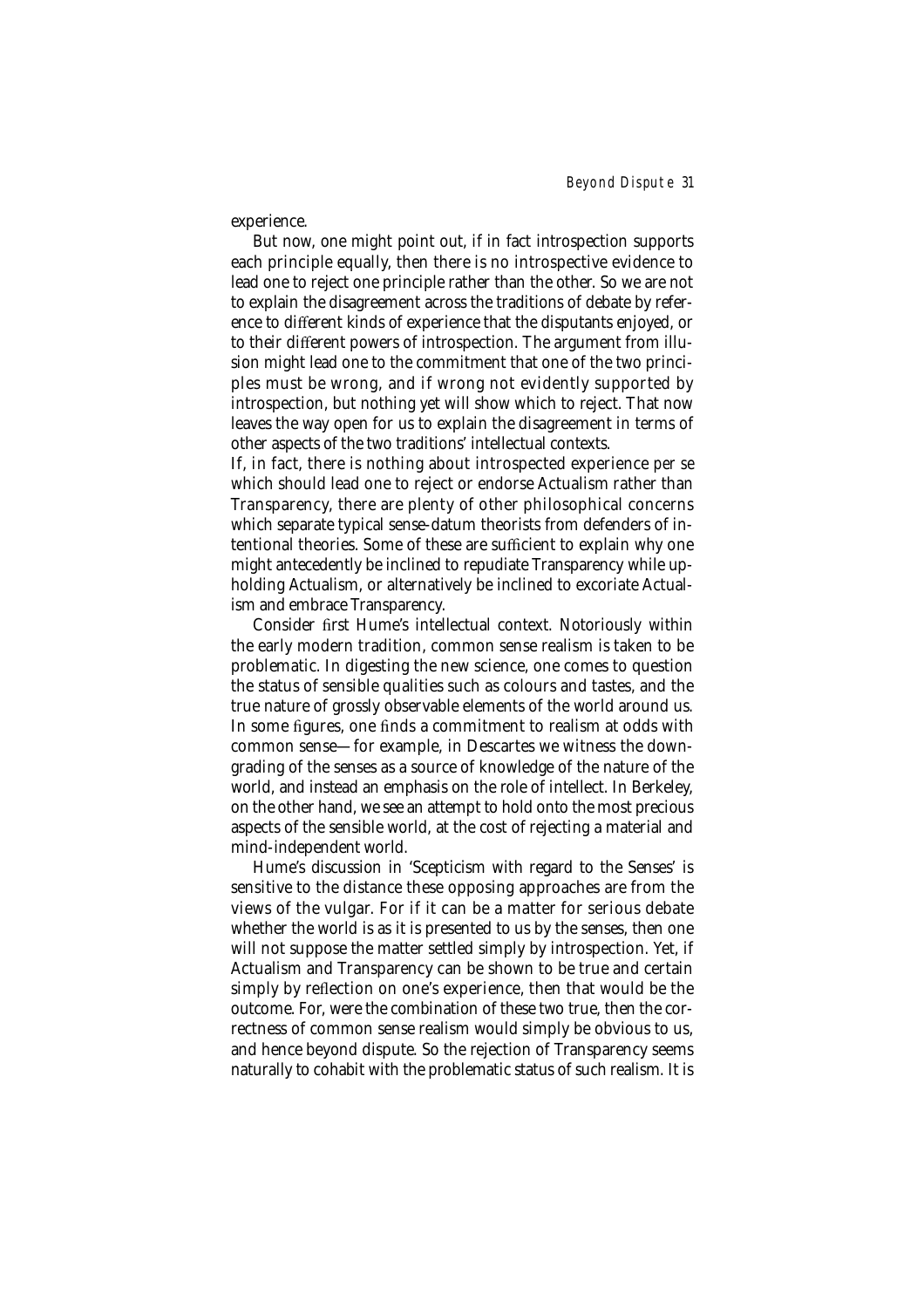experience.

But now, one might point out, if in fact introspection supports each principle equally, then there is no introspective evidence to lead one to reject one principle rather than the other. So we are not to explain the disagreement across the traditions of debate by reference to different kinds of experience that the disputants enjoyed, or to their different powers of introspection. The argument from illusion might lead one to the commitment that one of the two principles must be wrong, and if wrong not evidently supported by introspection, but nothing yet will show which to reject. That now leaves the way open for us to explain the disagreement in terms of other aspects of the two traditions' intellectual contexts.

If, in fact, there is nothing about introspected experience *per se* which should lead one to reject or endorse Actualism rather than Transparency, there are plenty of other philosophical concerns which separate typical sense-datum theorists from defenders of intentional theories. Some of these are sufficient to explain why one might antecedently be inclined to repudiate Transparency while upholding Actualism, or alternatively be inclined to excoriate Actualism and embrace Transparency.

Consider first Hume's intellectual context. Notoriously within the early modern tradition, common sense realism is taken to be problematic. In digesting the new science, one comes to question the status of sensible qualities such as colours and tastes, and the true nature of grossly observable elements of the world around us. In some figures, one finds a commitment to realism at odds with common sense—for example, in Descartes we witness the downgrading of the senses as a source of knowledge of the nature of the world, and instead an emphasis on the role of intellect. In Berkeley, on the other hand, we see an attempt to hold onto the most precious aspects of the sensible world, at the cost of rejecting a material and mind-independent world.

Hume's discussion in 'Scepticism with regard to the Senses' is sensitive to the distance these opposing approaches are from the views of the vulgar. For if it can be a matter for serious debate whether the world is as it is presented to us by the senses, then one will not suppose the matter settled simply by introspection. Yet, if Actualism and Transparency can be shown to be true and certain simply by reflection on one's experience, then that would be the outcome. For, were the combination of these two true, then the correctness of common sense realism would simply be obvious to us, and hence beyond dispute. So the rejection of Transparency seems naturally to cohabit with the problematic status of such realism. It is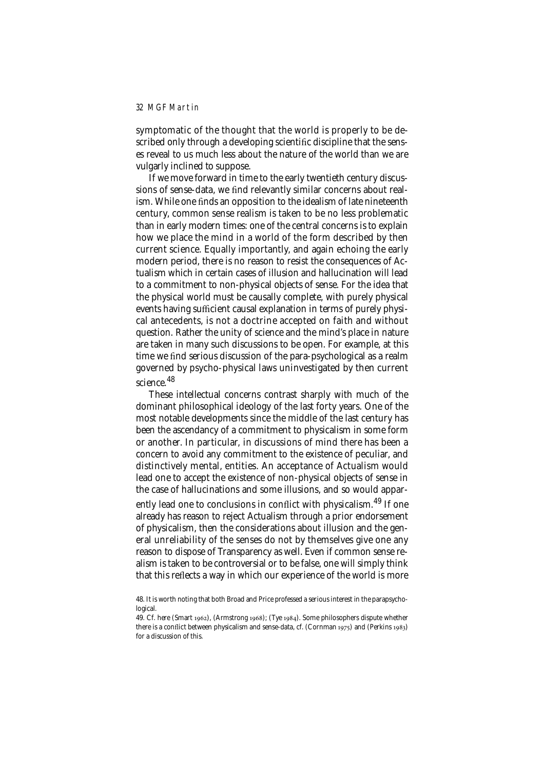symptomatic of the thought that the world is properly to be described only through a developing scientific discipline that the senses reveal to us much less about the nature of the world than we are vulgarly inclined to suppose.

If we move forward in time to the early twentieth century discussions of sense-data, we find relevantly similar concerns about realism. While one finds an opposition to the idealism of late nineteenth century, common sense realism is taken to be no less problematic than in early modern times: one of the central concerns is to explain how we place the mind in a world of the form described by then current science. Equally importantly, and again echoing the early modern period, there is no reason to resist the consequences of Actualism which in certain cases of illusion and hallucination will lead to a commitment to non-physical objects of sense. For the idea that the physical world must be causally complete, with purely physical events having sufficient causal explanation in terms of purely physical antecedents, is not a doctrine accepted on faith and without question. Rather the unity of science and the mind's place in nature are taken in many such discussions to be open. For example, at this time we find serious discussion of the para-psychological as a realm governed by psycho-physical laws uninvestigated by then current science.[48]

These intellectual concerns contrast sharply with much of the dominant philosophical ideology of the last forty years. One of the most notable developments since the middle of the last century has been the ascendancy of a commitment to physicalism in some form or another. In particular, in discussions of mind there has been a concern to avoid any commitment to the existence of peculiar, and distinctively mental, entities. An acceptance of Actualism would lead one to accept the existence of non-physical objects of sense in the case of hallucinations and some illusions, and so would apparently lead one to conclusions in conflict with physicalism.[49] If one already has reason to reject Actualism through a prior endorsement of physicalism, then the considerations about illusion and the general unreliability of the senses do not by themselves give one any reason to dispose of Transparency as well. Even if common sense realism is taken to be controversial or to be false, one will simply think that this reflects a way in which our experience of the world is more

48. It is worth noting that both Broad and Price professed a serious interest in the parapsychological.

49. Cf. here (Smart 1962), (Armstrong 1968); (Tye 1984). Some philosophers dispute whether there is a conflict between physicalism and sense-data, cf. (Cornman 1975) and (Perkins 1983) for a discussion of this.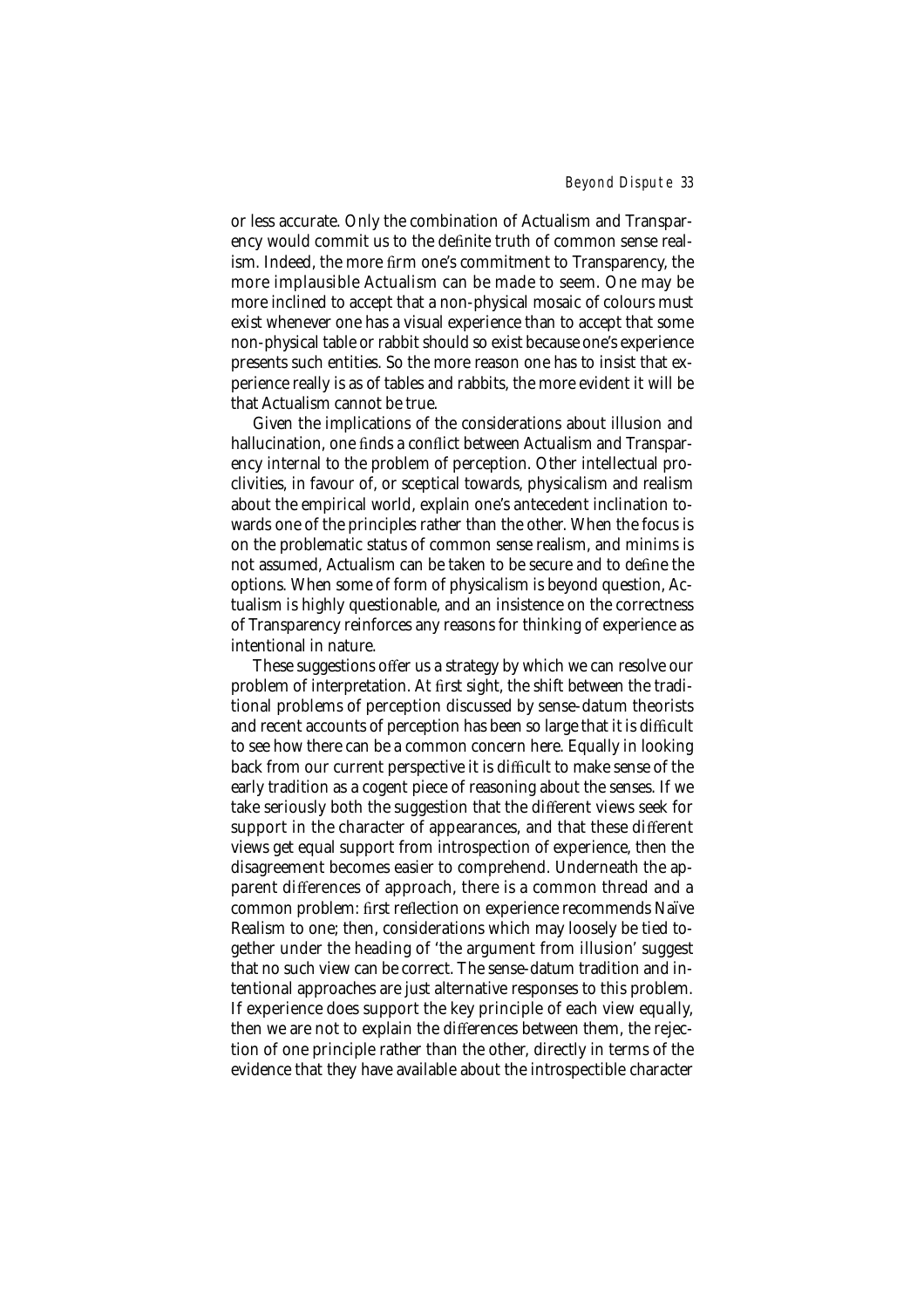or less accurate. Only the combination of Actualism and Transparency would commit us to the definite truth of common sense realism. Indeed, the more firm one's commitment to Transparency, the more implausible Actualism can be made to seem. One may be more inclined to accept that a non-physical mosaic of colours must exist whenever one has a visual experience than to accept that some non-physical table or rabbit should so exist because one's experience presents such entities. So the more reason one has to insist that experience really is as of tables and rabbits, the more evident it will be that Actualism cannot be true.

Given the implications of the considerations about illusion and hallucination, one finds a conflict between Actualism and Transparency internal to the problem of perception. Other intellectual proclivities, in favour of, or sceptical towards, physicalism and realism about the empirical world, explain one's antecedent inclination towards one of the principles rather than the other. When the focus is on the problematic status of common sense realism, and minims is not assumed, Actualism can be taken to be secure and to define the options. When some of form of physicalism is beyond question, Actualism is highly questionable, and an insistence on the correctness of Transparency reinforces any reasons for thinking of experience as intentional in nature.

These suggestions offer us a strategy by which we can resolve our problem of interpretation. At first sight, the shift between the traditional problems of perception discussed by sense-datum theorists and recent accounts of perception has been so large that it is difficult to see how there can be a common concern here. Equally in looking back from our current perspective it is difficult to make sense of the early tradition as a cogent piece of reasoning about the senses. If we take seriously both the suggestion that the different views seek for support in the character of appearances, and that these different views get equal support from introspection of experience, then the disagreement becomes easier to comprehend. Underneath the apparent differences of approach, there is a common thread and a common problem: first reflection on experience recommends Naïve Realism to one; then, considerations which may loosely be tied together under the heading of 'the argument from illusion' suggest that no such view can be correct. The sense-datum tradition and intentional approaches are just alternative responses to this problem. If experience does support the key principle of each view equally, then we are not to explain the differences between them, the rejection of one principle rather than the other, directly in terms of the evidence that they have available about the introspectible character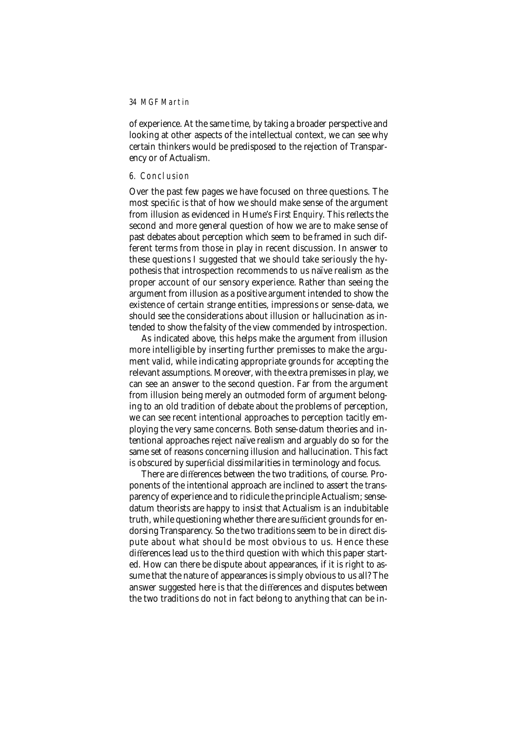of experience. At the same time, by taking a broader perspective and looking at other aspects of the intellectual context, we can see why certain thinkers would be predisposed to the rejection of Transparency or of Actualism.

## 6. Conclusion

Over the past few pages we have focused on three questions. The most specific is that of how we should make sense of the argument from illusion as evidenced in Hume's *First Enquiry*. This reflects the second and more general question of how we are to make sense of past debates about perception which seem to be framed in such different terms from those in play in recent discussion. In answer to these questions I suggested that we should take seriously the hypothesis that introspection recommends to us naïve realism as the proper account of our sensory experience. Rather than seeing the argument from illusion as a positive argument intended to show the existence of certain strange entities, impressions or sense-data, we should see the considerations about illusion or hallucination as intended to show the falsity of the view commended by introspection.

As indicated above, this helps make the argument from illusion more intelligible by inserting further premisses to make the argument valid, while indicating appropriate grounds for accepting the relevant assumptions. Moreover, with the extra premisses in play, we can see an answer to the second question. Far from the argument from illusion being merely an outmoded form of argument belonging to an old tradition of debate about the problems of perception, we can see recent intentional approaches to perception tacitly employing the very same concerns. Both sense-datum theories and intentional approaches reject naïve realism and arguably do so for the same set of reasons concerning illusion and hallucination. This fact is obscured by superficial dissimilarities in terminology and focus.

There are differences between the two traditions, of course. Proponents of the intentional approach are inclined to assert the transparency of experience and to ridicule the principle Actualism; sense-datum theorists are happy to insist that Actualism is an indubitable truth, while questioning whether there are sufficient grounds for endorsing Transparency. So the two traditions seem to be in direct dispute about what should be most obvious to us. Hence these differences lead us to the third question with which this paper started. How can there be dispute about appearances, if it is right to assume that the nature of appearances is simply obvious to us all? The answer suggested here is that the differences and disputes between the two traditions do not in fact belong to anything that can be in-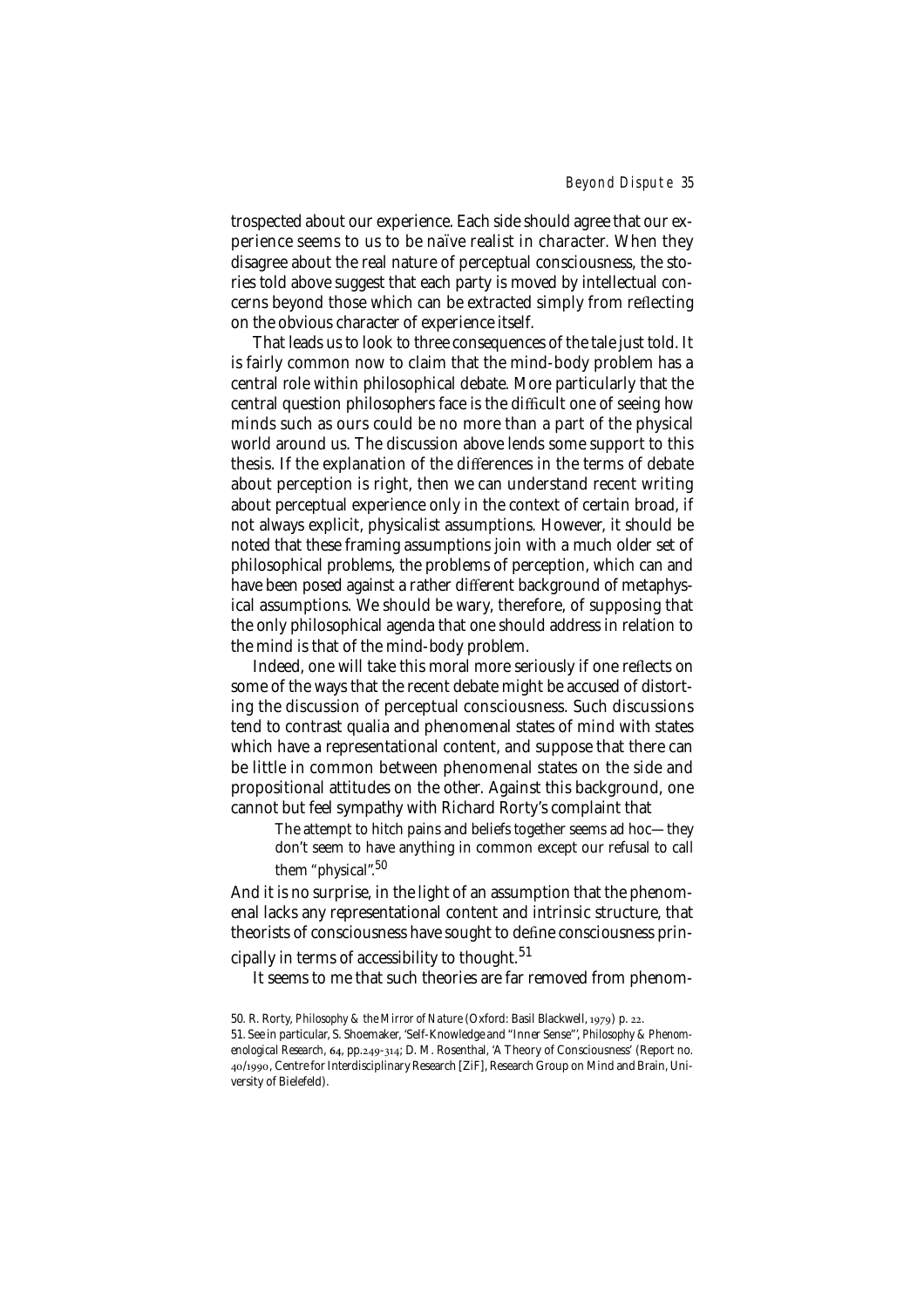trospected about our experience. Each side should agree that our experience seems to us to be naïve realist in character. When they disagree about the real nature of perceptual consciousness, the stories told above suggest that each party is moved by intellectual concerns beyond those which can be extracted simply from reflecting on the obvious character of experience itself.

That leads us to look to three consequences of the tale just told. It is fairly common now to claim that the mind-body problem has a central role within philosophical debate. More particularly that the central question philosophers face is the difficult one of seeing how minds such as ours could be no more than a part of the physical world around us. The discussion above lends some support to this thesis. If the explanation of the differences in the terms of debate about perception is right, then we can understand recent writing about perceptual experience only in the context of certain broad, if not always explicit, physicalist assumptions. However, it should be noted that these framing assumptions join with a much older set of philosophical problems, the problems of perception, which can and have been posed against a rather different background of metaphysical assumptions. We should be wary, therefore, of supposing that the only philosophical agenda that one should address in relation to the mind is that of the mind-body problem.

Indeed, one will take this moral more seriously if one reflects on some of the ways that the recent debate might be accused of distorting the discussion of perceptual consciousness. Such discussions tend to contrast qualia and phenomenal states of mind with states which have a representational content, and suppose that there can be little in common between phenomenal states on the side and propositional attitudes on the other. Against this background, one cannot but feel sympathy with Richard Rorty's complaint that

> The attempt to hitch pains and beliefs together seems ad hoc—they don't seem to have anything in common except our refusal to call them "physical".[50]

And it is no surprise, in the light of an assumption that the phenomenal lacks any representational content and intrinsic structure, that theorists of consciousness have sought to define consciousness principally in terms of accessibility to thought.[51]

It seems to me that such theories are far removed from phenom-

50. R. Rorty, *Philosophy & the Mirror of Nature* (Oxford: Basil Blackwell, 1979) p. 22.

51. See in particular, S. Shoemaker, 'Self-Knowledge and "Inner Sense"', *Philosophy & Phenomenological Research*, 64, pp.249-314; D. M. Rosenthal, 'A Theory of Consciousness' (Report no. 40/1990, Centre for Interdisciplinary Research [ZiF], Research Group on Mind and Brain, University of Bielefeld).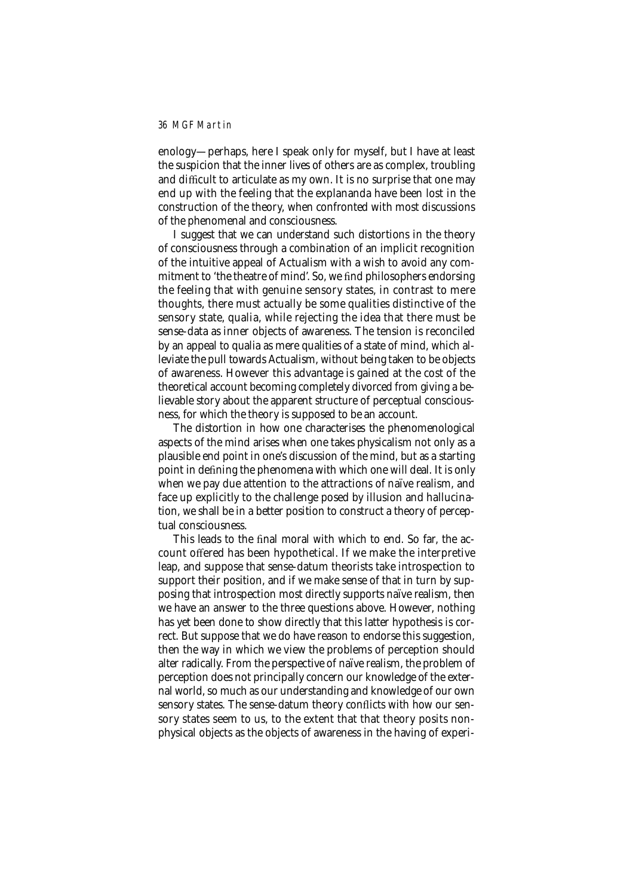enology—perhaps, here I speak only for myself, but I have at least the suspicion that the inner lives of others are as complex, troubling and difficult to articulate as my own. It is no surprise that one may end up with the feeling that the explananda have been lost in the construction of the theory, when confronted with most discussions of the phenomenal and consciousness.

I suggest that we can understand such distortions in the theory of consciousness through a combination of an implicit recognition of the intuitive appeal of Actualism with a wish to avoid any commitment to 'the theatre of mind'. So, we find philosophers endorsing the feeling that with genuine sensory states, in contrast to mere thoughts, there must actually be some qualities distinctive of the sensory state, qualia, while rejecting the idea that there must be sense-data as inner objects of awareness. The tension is reconciled by an appeal to qualia as mere qualities of a state of mind, which alleviate the pull towards Actualism, without being taken to be objects of awareness. However this advantage is gained at the cost of the theoretical account becoming completely divorced from giving a believable story about the apparent structure of perceptual consciousness, for which the theory is supposed to be an account.

The distortion in how one characterises the phenomenological aspects of the mind arises when one takes physicalism not only as a plausible end point in one's discussion of the mind, but as a starting point in defining the phenomena with which one will deal. It is only when we pay due attention to the attractions of naïve realism, and face up explicitly to the challenge posed by illusion and hallucination, we shall be in a better position to construct a theory of perceptual consciousness.

This leads to the final moral with which to end. So far, the account offered has been hypothetical. If we make the interpretive leap, and suppose that sense-datum theorists take introspection to support their position, and if we make sense of that in turn by supposing that introspection most directly supports naïve realism, then we have an answer to the three questions above. However, nothing has yet been done to show directly that this latter hypothesis is correct. But suppose that we do have reason to endorse this suggestion, then the way in which we view the problems of perception should alter radically. From the perspective of naïve realism, the problem of perception does not principally concern our knowledge of the external world, so much as our understanding and knowledge of our own sensory states. The sense-datum theory conflicts with how our sensory states seem to us, to the extent that that theory posits non-physical objects as the objects of awareness in the having of experi-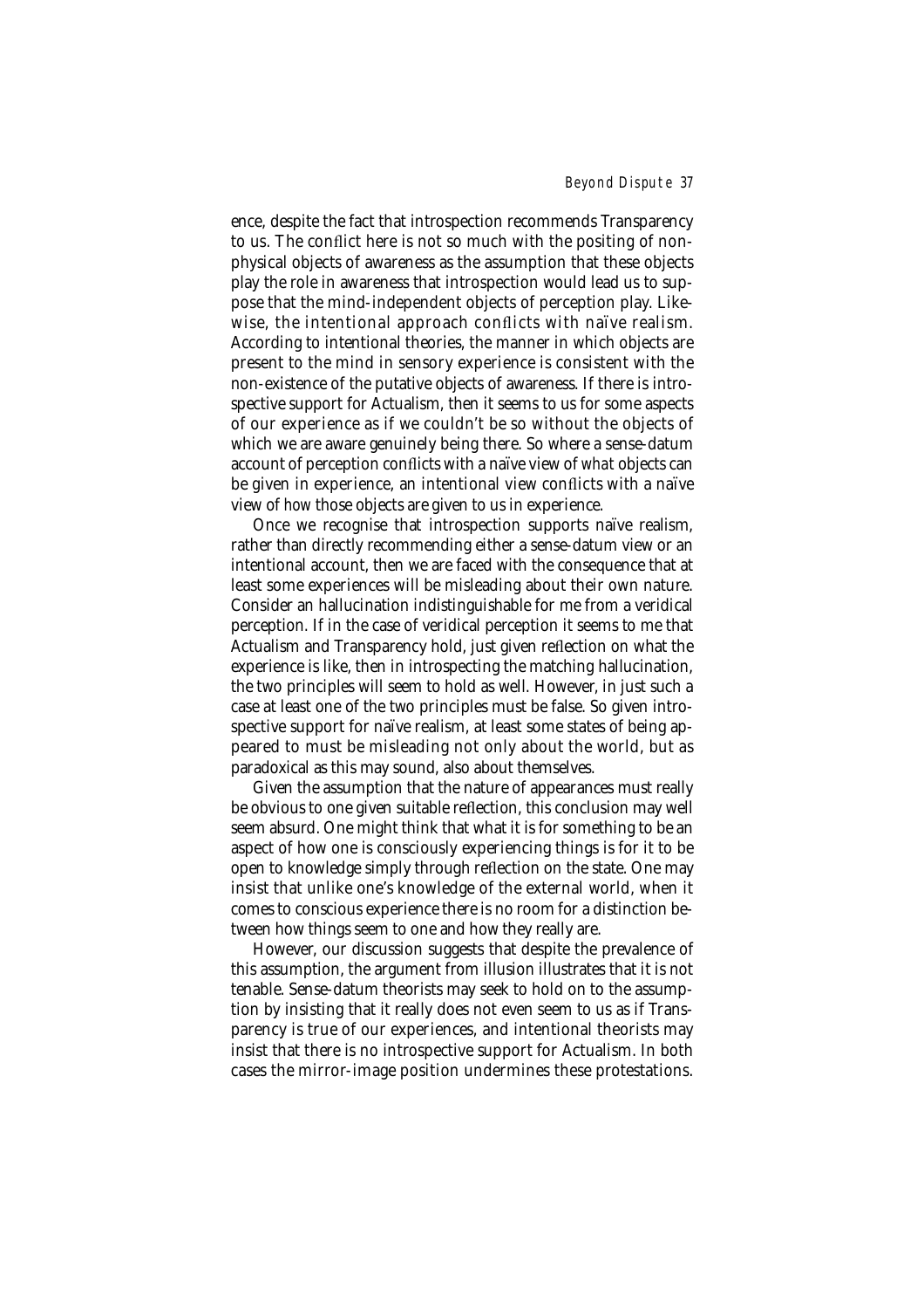ence, despite the fact that introspection recommends Transparency to us. The conflict here is not so much with the positing of non-physical objects of awareness as the assumption that these objects play the role in awareness that introspection would lead us to suppose that the mind-independent objects of perception play. Likewise, the intentional approach conflicts with naïve realism. According to intentional theories, the manner in which objects are present to the mind in sensory experience is consistent with the non-existence of the putative objects of awareness. If there is introspective support for Actualism, then it seems to us for some aspects of our experience as if we couldn't be so without the objects of which we are aware genuinely being there. So where a sense-datum account of perception conflicts with a naïve view of *what* objects can be given in experience, an intentional view conflicts with a naïve view of *how* those objects are given to us in experience.

Once we recognise that introspection supports naïve realism, rather than directly recommending either a sense-datum view or an intentional account, then we are faced with the consequence that at least some experiences will be misleading about their own nature. Consider an hallucination indistinguishable for me from a veridical perception. If in the case of veridical perception it seems to me that Actualism and Transparency hold, just given reflection on what the experience is like, then in introspecting the matching hallucination, the two principles will seem to hold as well. However, in just such a case at least one of the two principles must be false. So given introspective support for naïve realism, at least some states of being appeared to must be misleading not only about the world, but as paradoxical as this may sound, also about themselves.

Given the assumption that the nature of appearances must really be obvious to one given suitable reflection, this conclusion may well seem absurd. One might think that what it is for something to be an aspect of how one is consciously experiencing things is for it to be open to knowledge simply through reflection on the state. One may insist that unlike one's knowledge of the external world, when it comes to conscious experience there is no room for a distinction between how things seem to one and how they really are.

However, our discussion suggests that despite the prevalence of this assumption, the argument from illusion illustrates that it is not tenable. Sense-datum theorists may seek to hold on to the assumption by insisting that it really does not even seem to us as if Transparency is true of our experiences, and intentional theorists may insist that there is no introspective support for Actualism. In both cases the mirror-image position undermines these protestations.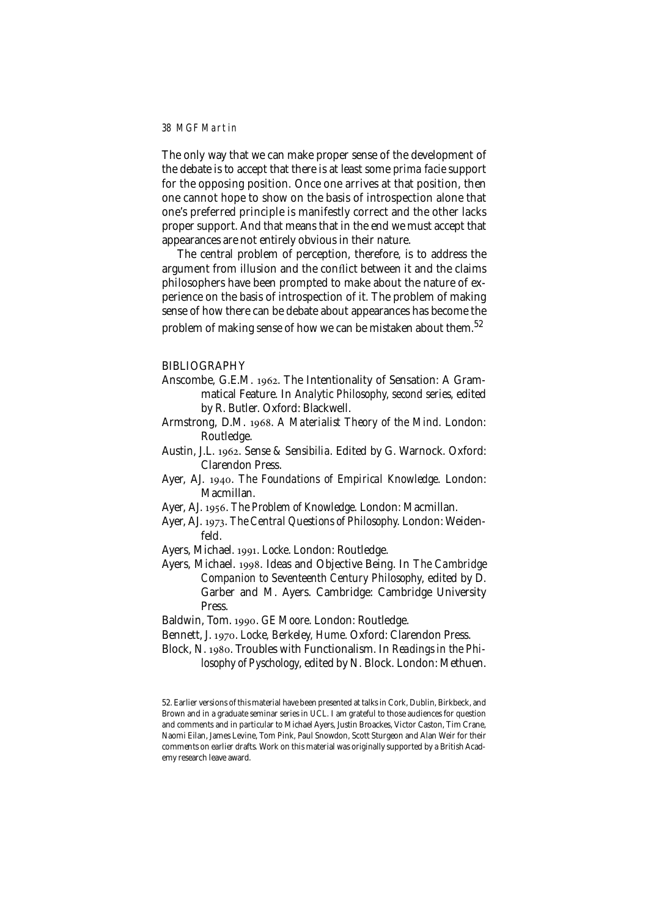The only way that we can make proper sense of the development of the debate is to accept that there is at least some *prima facie* support for the opposing position. Once one arrives at that position, then one cannot hope to show on the basis of introspection alone that one's preferred principle is manifestly correct and the other lacks proper support. And that means that in the end we must accept that appearances are not entirely obvious in their nature.

The central problem of perception, therefore, is to address the argument from illusion and the conflict between it and the claims philosophers have been prompted to make about the nature of experience on the basis of introspection of it. The problem of making sense of how there can be debate about appearances has become the problem of making sense of how we can be mistaken about them.[52]

## BIBLIOGRAPHY

Anscombe, G.E.M. 1962. The Intentionality of Sensation: A Grammatical Feature. In *Analytic Philosophy, second series*, edited by R. Butler. Oxford: Blackwell.

Armstrong, D.M. 1968. *A Materialist Theory of the Mind*. London: Routledge.

Austin, J.L. 1962. *Sense & Sensibilia*. Edited by G. Warnock. Oxford: Clarendon Press.

Ayer, AJ. 1940. *The Foundations of Empirical Knowledge*. London: Macmillan.

Ayer, AJ. 1956. *The Problem of Knowledge*. London: Macmillan.

Ayer, AJ. 1973. *The Central Questions of Philosophy*. London: Weidenfeld.

Ayers, Michael. 1991. *Locke*. London: Routledge.

Ayers, Michael. 1998. Ideas and Objective Being. In *The Cambridge Companion to Seventeenth Century Philosophy*, edited by D. Garber and M. Ayers. Cambridge: Cambridge University Press.

Baldwin, Tom. 1990. *GE Moore*. London: Routledge.

Bennett, J. 1970. *Locke, Berkeley, Hume*. Oxford: Clarendon Press.

Block, N. 1980. Troubles with Functionalism. In *Readings in the Philosophy of Pyschology*, edited by N. Block. London: Methuen.

52. Earlier versions of this material have been presented at talks in Cork, Dublin, Birkbeck, and Brown and in a graduate seminar series in UCL. I am grateful to those audiences for question and comments and in particular to Michael Ayers, Justin Broackes, Victor Caston, Tim Crane, Naomi Eilan, James Levine, Tom Pink, Paul Snowdon, Scott Sturgeon and Alan Weir for their comments on earlier drafts. Work on this material was originally supported by a British Academy research leave award.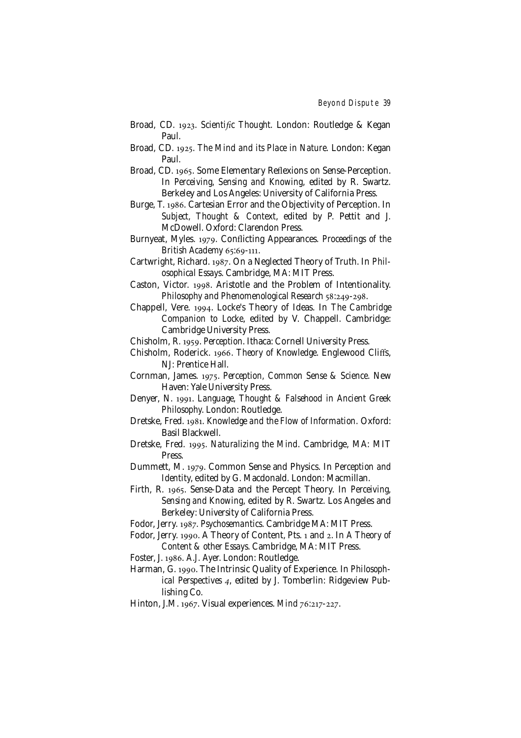Broad, CD. 1923. *Scientific Thought*. London: Routledge & Kegan Paul.

Broad, CD. 1925. *The Mind and its Place in Nature*. London: Kegan Paul.

Broad, CD. 1965. Some Elementary Reflexions on Sense-Perception. In *Perceiving, Sensing and Knowing*, edited by R. Swartz. Berkeley and Los Angeles: University of California Press.

Burge, T. 1986. Cartesian Error and the Objectivity of Perception. In *Subject, Thought & Context*, edited by P. Pettit and J. McDowell. Oxford: Clarendon Press.

Burnyeat, Myles. 1979. Conflicting Appearances. *Proceedings of the British Academy* 65:69-111.

Cartwright, Richard. 1987. On a Neglected Theory of Truth. In *Philosophical Essays*. Cambridge, MA: MIT Press.

Caston, Victor. 1998. Aristotle and the Problem of Intentionality. *Philosophy and Phenomenological Research* 58:249-298.

Chappell, Vere. 1994. Locke's Theory of Ideas. In *The Cambridge Companion to Locke*, edited by V. Chappell. Cambridge: Cambridge University Press.

Chisholm, R. 1959. *Perception*. Ithaca: Cornell University Press.

Chisholm, Roderick. 1966. *Theory of Knowledge*. Englewood Cliffs, NJ: Prentice Hall.

Cornman, James. 1975. *Perception, Common Sense & Science*. New Haven: Yale University Press.

Denyer, N. 1991. *Language, Thought & Falsehood in Ancient Greek Philosophy*. London: Routledge.

Dretske, Fred. 1981. *Knowledge and the Flow of Information*. Oxford: Basil Blackwell.

Dretske, Fred. 1995. *Naturalizing the Mind*. Cambridge, MA: MIT Press.

Dummett, M. 1979. Common Sense and Physics. In *Perception and Identity*, edited by G. Macdonald. London: Macmillan.

Firth, R. 1965. Sense-Data and the Percept Theory. In *Perceiving, Sensing and Knowing*, edited by R. Swartz. Los Angeles and Berkeley: University of California Press.

Fodor, Jerry. 1987. *Psychosemantics*. Cambridge MA: MIT Press.

Fodor, Jerry. 1990. A Theory of Content, Pts. 1 and 2. In *A Theory of Content & other Essays*. Cambridge, MA: MIT Press.

Foster, J. 1986. *A.J. Ayer*. London: Routledge.

Harman, G. 1990. The Intrinsic Quality of Experience. In *Philosophical Perspectives 4*, edited by J. Tomberlin: Ridgeview Publishing Co.

Hinton, J.M. 1967. Visual experiences. *Mind* 76:217-227.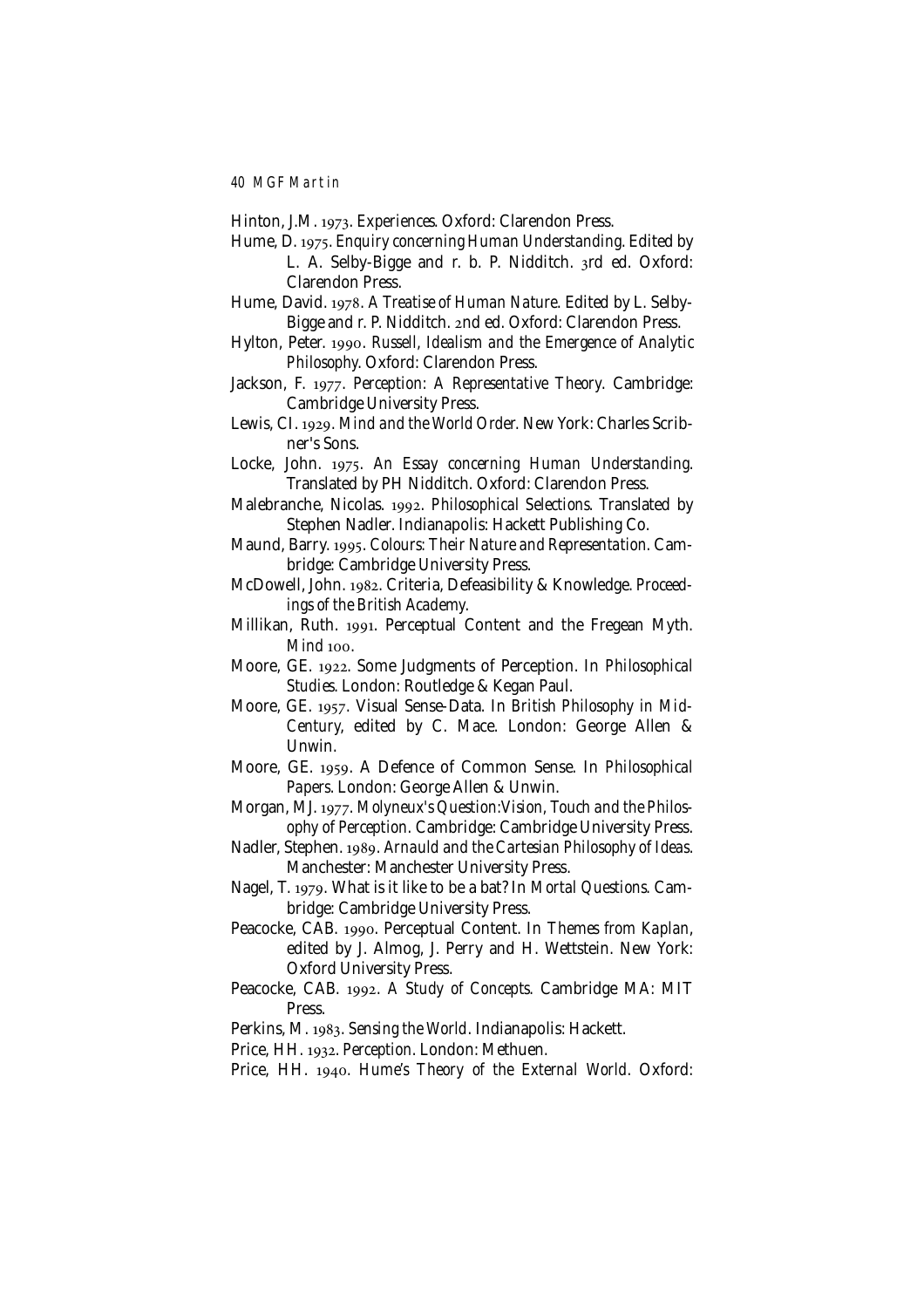Hinton, J.M. 1973. Experiences. Oxford: Clarendon Press.

Hume, D. 1975. *Enquiry concerning Human Understanding*. Edited by L. A. Selby-Bigge and r. b. P. Nidditch. 3rd ed. Oxford: Clarendon Press.

Hume, David. 1978. *A Treatise of Human Nature*. Edited by L. Selby-Bigge and r. P. Nidditch. 2nd ed. Oxford: Clarendon Press.

Hylton, Peter. 1990. *Russell, Idealism and the Emergence of Analytic Philosophy*. Oxford: Clarendon Press.

Jackson, F. 1977. *Perception: A Representative Theory*. Cambridge: Cambridge University Press.

Lewis, CI. 1929. *Mind and the World Order*. New York: Charles Scribner's Sons.

Locke, John. 1975. *An Essay concerning Human Understanding*. Translated by PH Nidditch. Oxford: Clarendon Press.

Malebranche, Nicolas. 1992. *Philosophical Selections*. Translated by Stephen Nadler. Indianapolis: Hackett Publishing Co.

Maund, Barry. 1995. *Colours: Their Nature and Representation*. Cambridge: Cambridge University Press.

McDowell, John. 1982. Criteria, Defeasibility & Knowledge. *Proceedings of the British Academy*.

Millikan, Ruth. 1991. Perceptual Content and the Fregean Myth. *Mind* 100.

Moore, GE. 1922. Some Judgments of Perception. In *Philosophical Studies*. London: Routledge & Kegan Paul.

Moore, GE. 1957. Visual Sense-Data. In *British Philosophy in Mid-Century*, edited by C. Mace. London: George Allen & Unwin.

Moore, GE. 1959. A Defence of Common Sense. In *Philosophical Papers*. London: George Allen & Unwin.

Morgan, MJ. 1977. *Molyneux's Question:Vision, Touch and the Philosophy of Perception*. Cambridge: Cambridge University Press.

Nadler, Stephen. 1989. *Arnauld and the Cartesian Philosophy of Ideas*. Manchester: Manchester University Press.

Nagel, T. 1979. What is it like to be a bat? In *Mortal Questions*. Cambridge: Cambridge University Press.

Peacocke, CAB. 1990. Perceptual Content. In *Themes from Kaplan*, edited by J. Almog, J. Perry and H. Wettstein. New York: Oxford University Press.

Peacocke, CAB. 1992. *A Study of Concepts*. Cambridge MA: MIT Press.

Perkins, M. 1983. *Sensing the World*. Indianapolis: Hackett.

Price, HH. 1932. *Perception*. London: Methuen.

Price, HH. 1940. *Hume's Theory of the External World*. Oxford: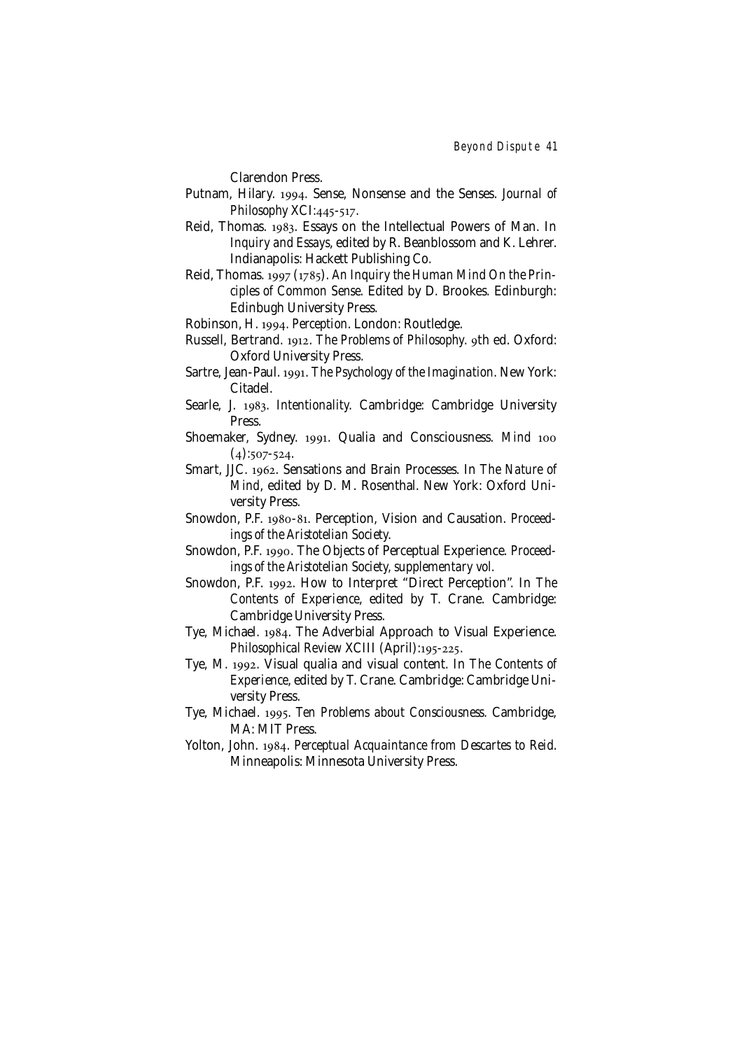Clarendon Press.

Putnam, Hilary. 1994. Sense, Nonsense and the Senses. *Journal of Philosophy* XCI:445-517.

Reid, Thomas. 1983. Essays on the Intellectual Powers of Man. In *Inquiry and Essays*, edited by R. Beanblossom and K. Lehrer. Indianapolis: Hackett Publishing Co.

Reid, Thomas. 1997 (1785). *An Inquiry the Human Mind On the Principles of Common Sense*. Edited by D. Brookes. Edinburgh: Edinbugh University Press.

Robinson, H. 1994. *Perception*. London: Routledge.

Russell, Bertrand. 1912. *The Problems of Philosophy*. 9th ed. Oxford: Oxford University Press.

Sartre, Jean-Paul. 1991. *The Psychology of the Imagination*. New York: Citadel.

Searle, J. 1983. *Intentionality*. Cambridge: Cambridge University Press.

Shoemaker, Sydney. 1991. Qualia and Consciousness. *Mind* 100 (4):507-524.

Smart, JJC. 1962. Sensations and Brain Processes. In *The Nature of Mind*, edited by D. M. Rosenthal. New York: Oxford University Press.

Snowdon, P.F. 1980-81. Perception, Vision and Causation. *Proceedings of the Aristotelian Society*.

Snowdon, P.F. 1990. The Objects of Perceptual Experience. *Proceedings of the Aristotelian Society, supplementary vol.*

Snowdon, P.F. 1992. How to Interpret "Direct Perception". In *The Contents of Experience*, edited by T. Crane. Cambridge: Cambridge University Press.

Tye, Michael. 1984. The Adverbial Approach to Visual Experience. *Philosophical Review* XCIII (April):195-225.

Tye, M. 1992. Visual qualia and visual content. In *The Contents of Experience*, edited by T. Crane. Cambridge: Cambridge University Press.

Tye, Michael. 1995. *Ten Problems about Consciousness*. Cambridge, MA: MIT Press.

Yolton, John. 1984. *Perceptual Acquaintance from Descartes to Reid*. Minneapolis: Minnesota University Press.